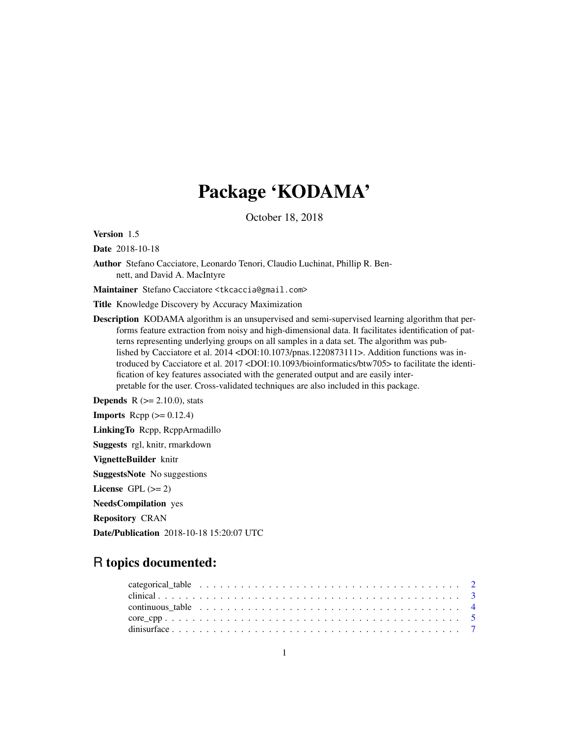# Package 'KODAMA'

October 18, 2018

**Version** 1.5

**Date** 2018-10-18

**Author** Stefano Cacciatore, Leonardo Tenori, Claudio Luchinat, Phillip R. Bennett, and David A. MacIntyre

**Maintainer** Stefano Cacciatore <tkcaccia@gmail.com>

**Title** Knowledge Discovery by Accuracy Maximization

**Description** KODAMA algorithm is an unsupervised and semi-supervised learning algorithm that performs feature extraction from noisy and high-dimensional data. It facilitates identification of patterns representing underlying groups on all samples in a data set. The algorithm was published by Cacciatore et al. 2014 <DOI:10.1073/pnas.1220873111>. Addition functions was introduced by Cacciatore et al. 2017 <DOI:10.1093/bioinformatics/btw705> to facilitate the identification of key features associated with the generated output and are easily interpretable for the user. Cross-validated techniques are also included in this package.

**Depends** R (>= 2.10.0), stats

**Imports** Rcpp (>= 0.12.4)

**LinkingTo** Rcpp, RcppArmadillo

**Suggests** rgl, knitr, rmarkdown

**VignetteBuilder** knitr

**SuggestsNote** No suggestions

**License** GPL (>= 2)

**NeedsCompilation** yes

**Repository** CRAN

**Date/Publication** 2018-10-18 15:20:07 UTC

## R topics documented:

categorical_table . . . . . . . . . . . . . . . . . . . . . . . . . . . . . . . . . . . . . 2
clinical . . . . . . . . . . . . . . . . . . . . . . . . . . . . . . . . . . . . . . . . . . 3
continuous_table . . . . . . . . . . . . . . . . . . . . . . . . . . . . . . . . . . . . . 4
core_cpp . . . . . . . . . . . . . . . . . . . . . . . . . . . . . . . . . . . . . . . . . 5
dinisurface . . . . . . . . . . . . . . . . . . . . . . . . . . . . . . . . . . . . . . . . 7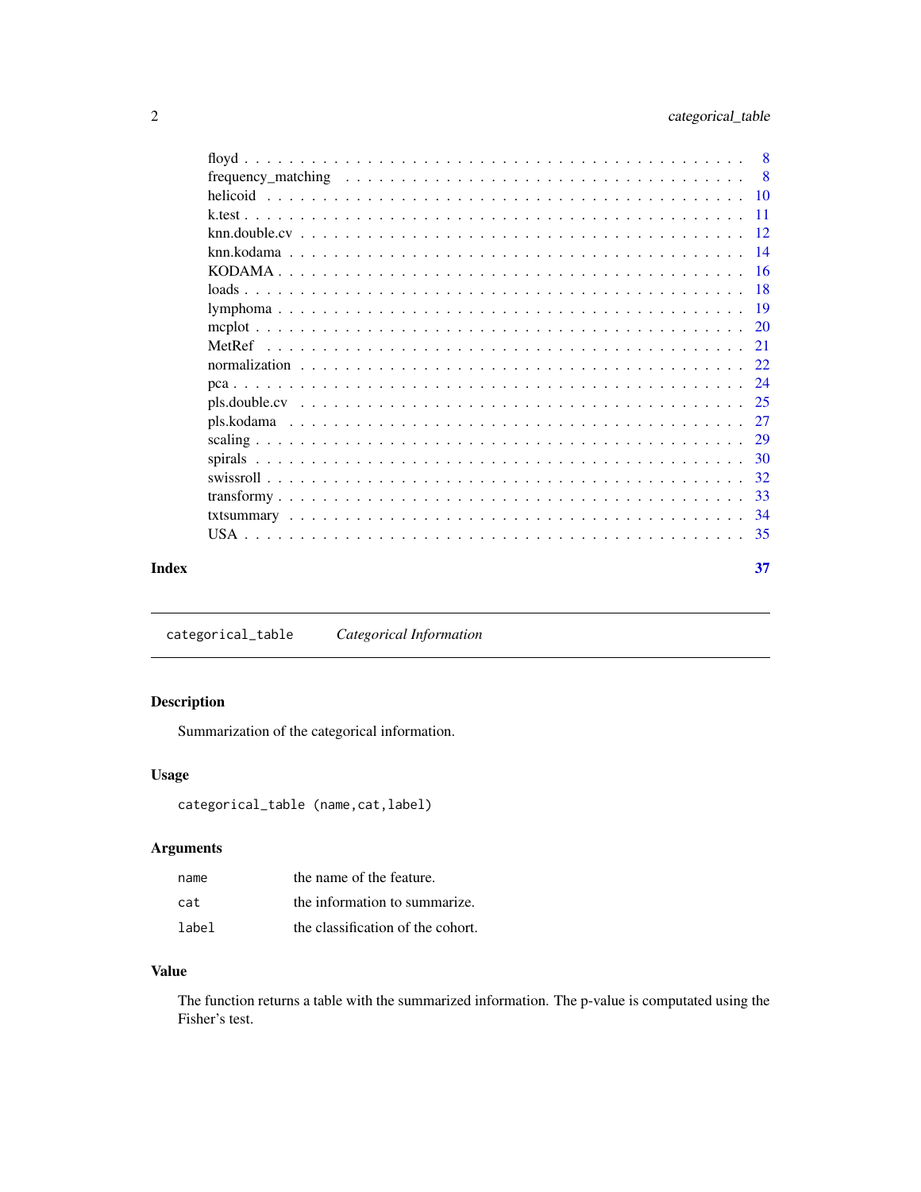| | |
|---|---|
| floyd | 8 |
| frequency_matching | 8 |
| helicoid | 10 |
| k.test | 11 |
| knn.double.cv | 12 |
| knn.kodama | 14 |
| KODAMA | 16 |
| loads | 18 |
| lymphoma | 19 |
| mcplot | 20 |
| MetRef | 21 |
| normalization | 22 |
| pca | 24 |
| pls.double.cv | 25 |
| pls.kodama | 27 |
| scaling | 29 |
| spirals | 30 |
| swissroll | 32 |
| transformy | 33 |
| txtsummary | 34 |
| USA | 35 |

**Index** **37**

---

## `categorical_table` *Categorical Information*

### Description

Summarization of the categorical information.

### Usage

```
categorical_table (name,cat,label)
```

### Arguments

| | |
|---|---|
| `name` | the name of the feature. |
| `cat` | the information to summarize. |
| `label` | the classification of the cohort. |

### Value

The function returns a table with the summarized information. The p-value is computated using the Fisher's test.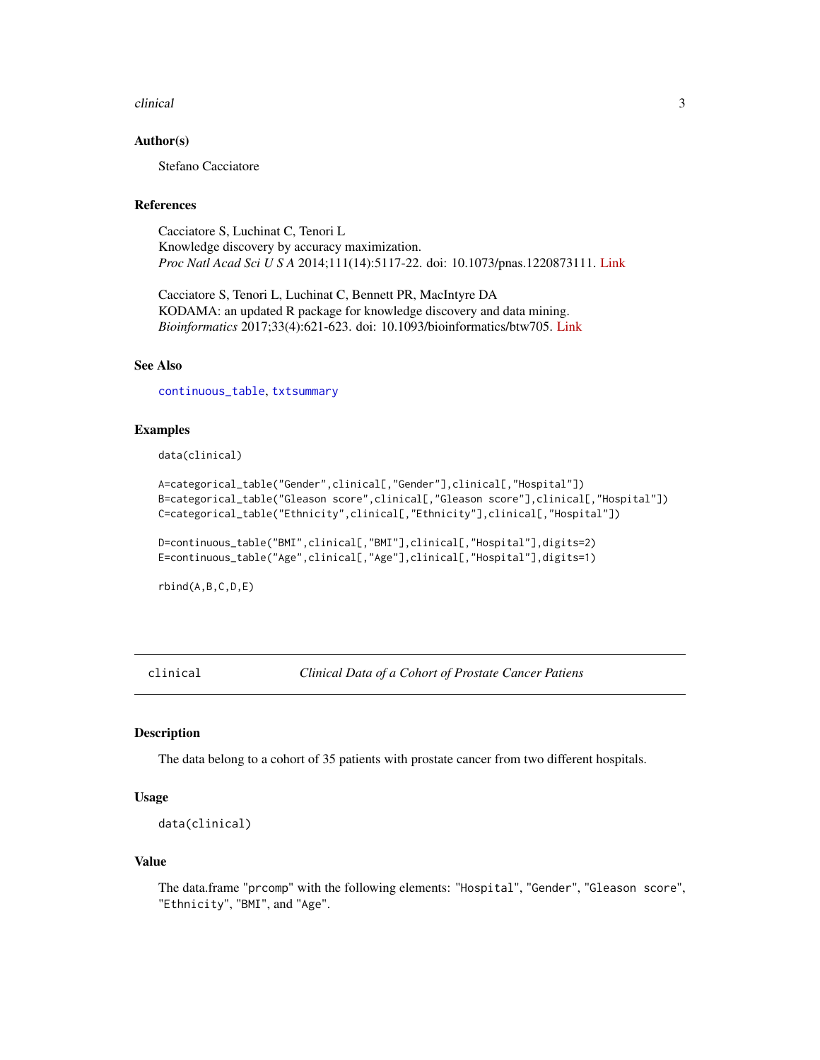### Author(s)

Stefano Cacciatore

### References

Cacciatore S, Luchinat C, Tenori L
Knowledge discovery by accuracy maximization.
*Proc Natl Acad Sci U S A* 2014;111(14):5117-22. doi: 10.1073/pnas.1220873111. Link

Cacciatore S, Tenori L, Luchinat C, Bennett PR, MacIntyre DA
KODAMA: an updated R package for knowledge discovery and data mining.
*Bioinformatics* 2017;33(4):621-623. doi: 10.1093/bioinformatics/btw705. Link

### See Also

continuous_table, txtsummary

### Examples

```
data(clinical)

A=categorical_table("Gender",clinical[,"Gender"],clinical[,"Hospital"])
B=categorical_table("Gleason score",clinical[,"Gleason score"],clinical[,"Hospital"])
C=categorical_table("Ethnicity",clinical[,"Ethnicity"],clinical[,"Hospital"])

D=continuous_table("BMI",clinical[,"BMI"],clinical[,"Hospital"],digits=2)
E=continuous_table("Age",clinical[,"Age"],clinical[,"Hospital"],digits=1)

rbind(A,B,C,D,E)
```

---

## clinical — *Clinical Data of a Cohort of Prostate Cancer Patiens*

### Description

The data belong to a cohort of 35 patients with prostate cancer from two different hospitals.

### Usage

```
data(clinical)
```

### Value

The data.frame "prcomp" with the following elements: "Hospital", "Gender", "Gleason score", "Ethnicity", "BMI", and "Age".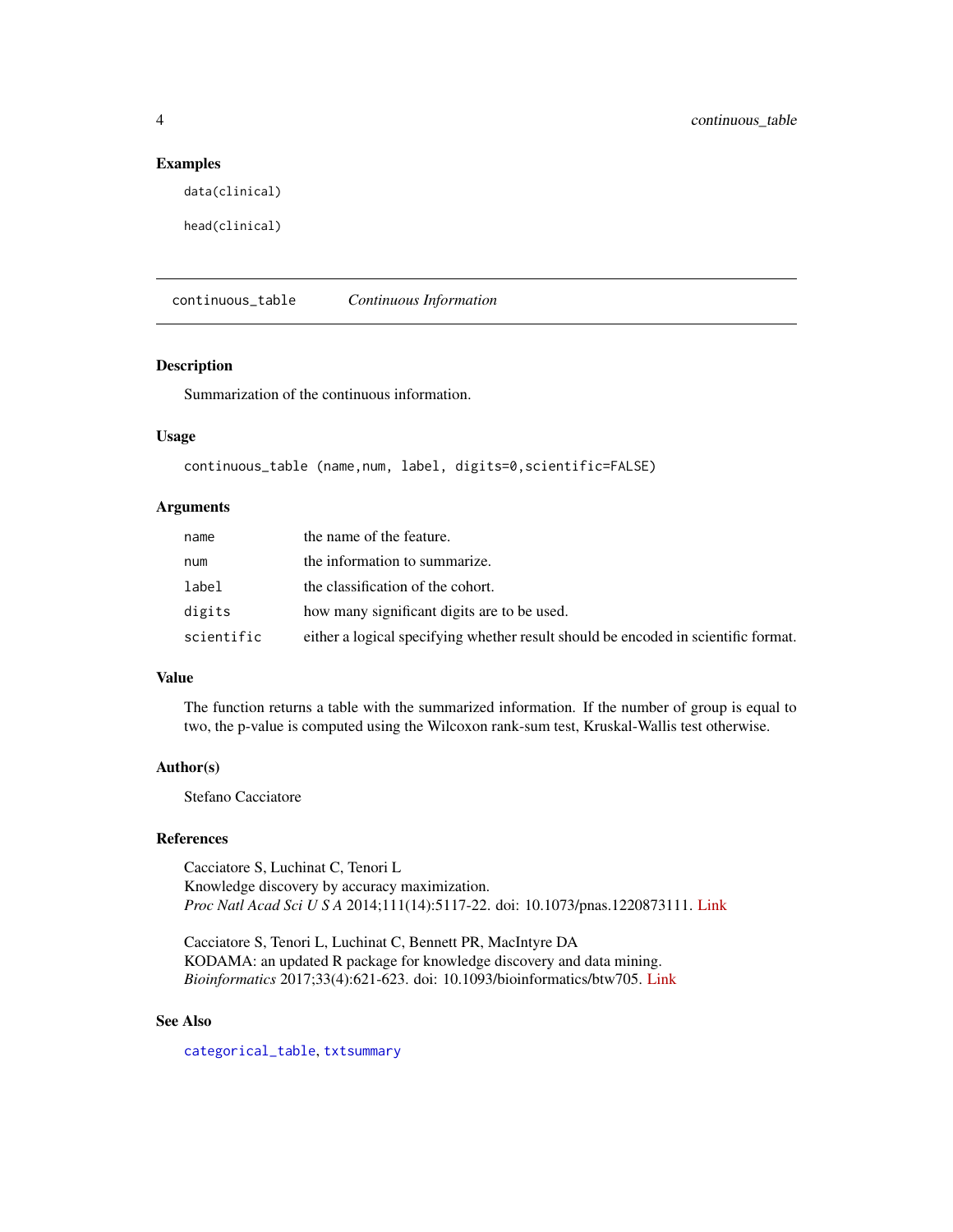## Examples

```
data(clinical)

head(clinical)
```

---

`continuous_table` *Continuous Information*

---

### Description

Summarization of the continuous information.

### Usage

```
continuous_table (name,num, label, digits=0,scientific=FALSE)
```

### Arguments

| | |
|---|---|
| `name` | the name of the feature. |
| `num` | the information to summarize. |
| `label` | the classification of the cohort. |
| `digits` | how many significant digits are to be used. |
| `scientific` | either a logical specifying whether result should be encoded in scientific format. |

### Value

The function returns a table with the summarized information. If the number of group is equal to two, the p-value is computed using the Wilcoxon rank-sum test, Kruskal-Wallis test otherwise.

### Author(s)

Stefano Cacciatore

### References

Cacciatore S, Luchinat C, Tenori L
Knowledge discovery by accuracy maximization.
*Proc Natl Acad Sci U S A* 2014;111(14):5117-22. doi: 10.1073/pnas.1220873111. Link

Cacciatore S, Tenori L, Luchinat C, Bennett PR, MacIntyre DA
KODAMA: an updated R package for knowledge discovery and data mining.
*Bioinformatics* 2017;33(4):621-623. doi: 10.1093/bioinformatics/btw705. Link

### See Also

`categorical_table`, `txtsummary`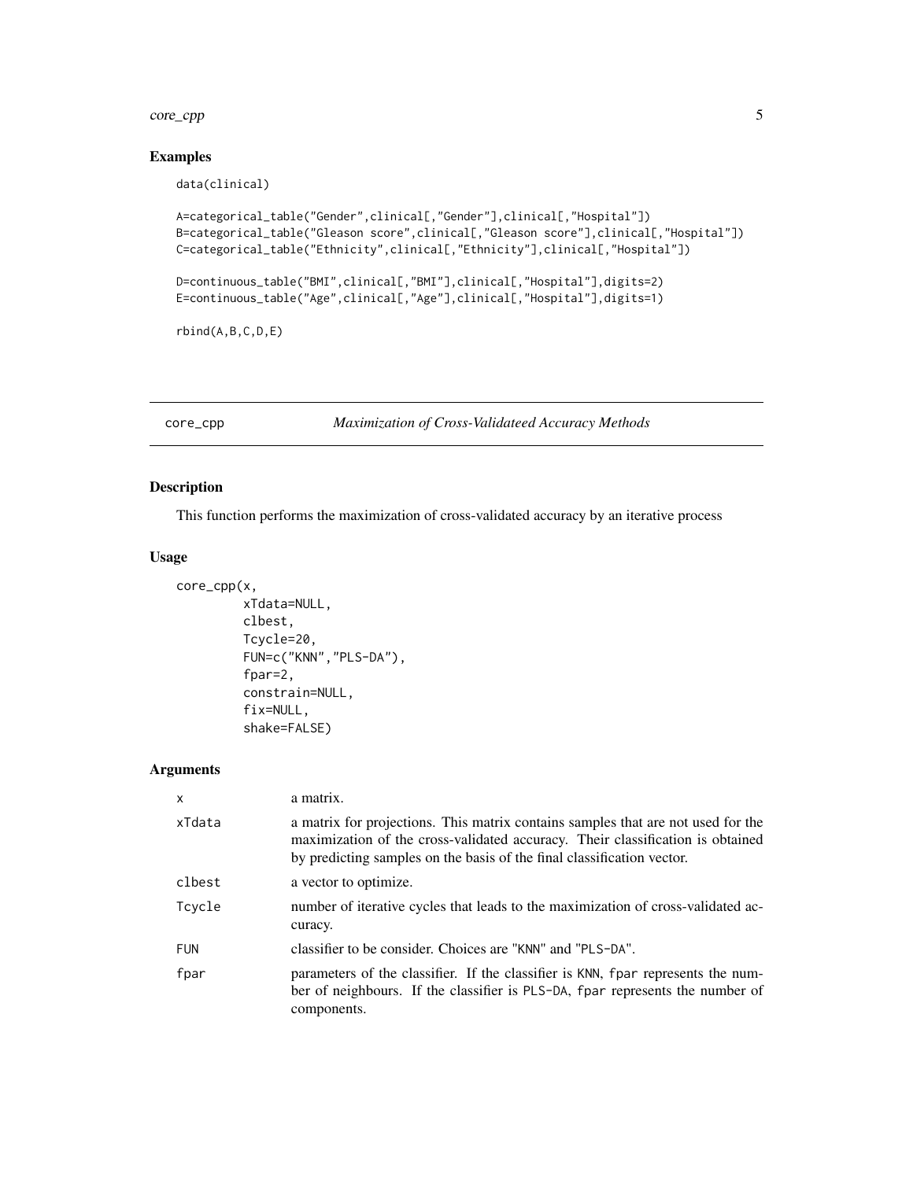## Examples

```
data(clinical)

A=categorical_table("Gender",clinical[,"Gender"],clinical[,"Hospital"])
B=categorical_table("Gleason score",clinical[,"Gleason score"],clinical[,"Hospital"])
C=categorical_table("Ethnicity",clinical[,"Ethnicity"],clinical[,"Hospital"])

D=continuous_table("BMI",clinical[,"BMI"],clinical[,"Hospital"],digits=2)
E=continuous_table("Age",clinical[,"Age"],clinical[,"Hospital"],digits=1)

rbind(A,B,C,D,E)
```

---

# core_cpp — *Maximization of Cross-Validateed Accuracy Methods*

## Description

This function performs the maximization of cross-validated accuracy by an iterative process

## Usage

```
core_cpp(x,
         xTdata=NULL,
         clbest,
         Tcycle=20,
         FUN=c("KNN","PLS-DA"),
         fpar=2,
         constrain=NULL,
         fix=NULL,
         shake=FALSE)
```

## Arguments

| | |
|---|---|
| x | a matrix. |
| xTdata | a matrix for projections. This matrix contains samples that are not used for the maximization of the cross-validated accuracy. Their classification is obtained by predicting samples on the basis of the final classification vector. |
| clbest | a vector to optimize. |
| Tcycle | number of iterative cycles that leads to the maximization of cross-validated accuracy. |
| FUN | classifier to be consider. Choices are "KNN" and "PLS-DA". |
| fpar | parameters of the classifier. If the classifier is KNN, fpar represents the number of neighbours. If the classifier is PLS-DA, fpar represents the number of components. |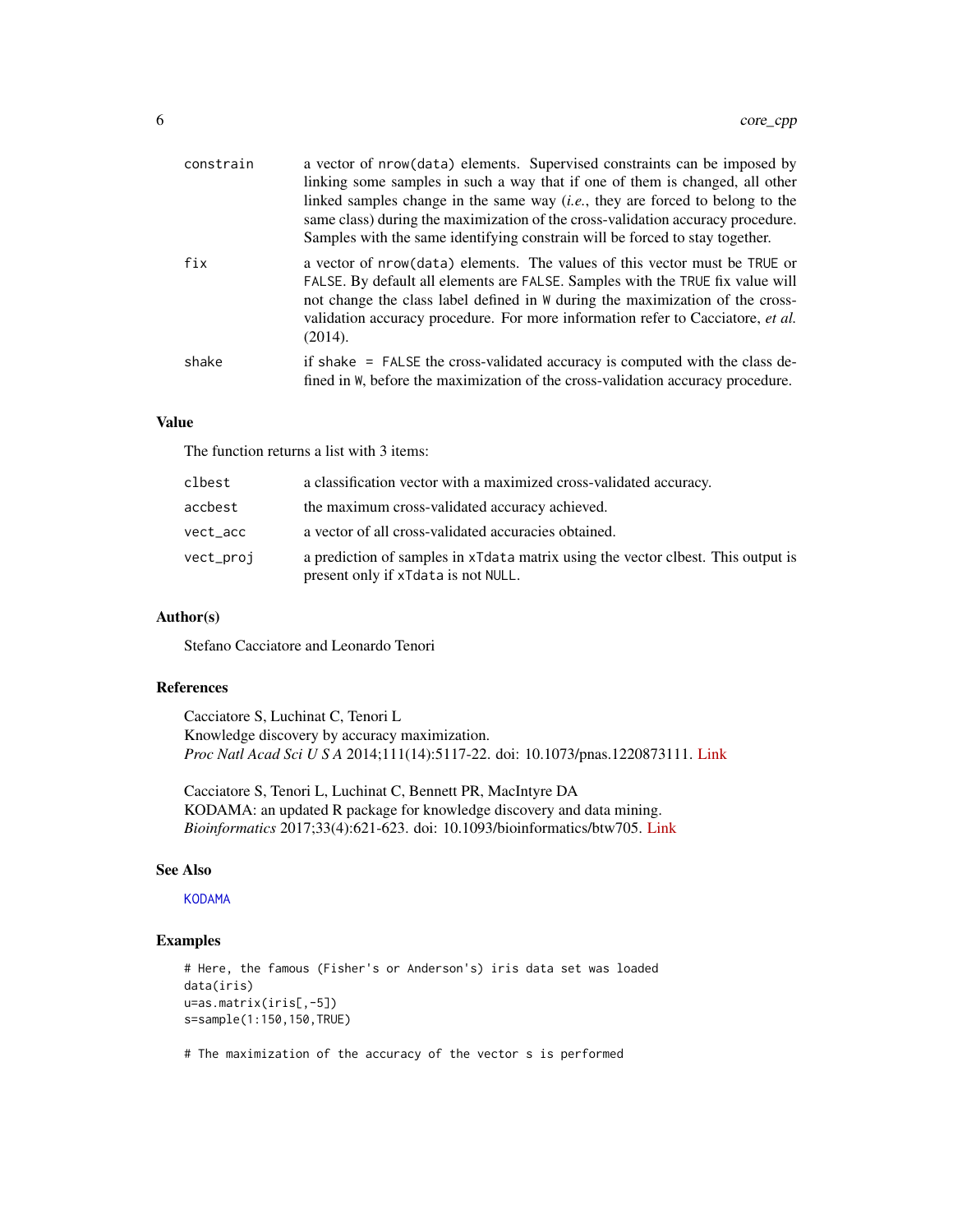| | |
|---|---|
| constrain | a vector of nrow(data) elements. Supervised constraints can be imposed by linking some samples in such a way that if one of them is changed, all other linked samples change in the same way (*i.e.*, they are forced to belong to the same class) during the maximization of the cross-validation accuracy procedure. Samples with the same identifying constrain will be forced to stay together. |
| fix | a vector of nrow(data) elements. The values of this vector must be TRUE or FALSE. By default all elements are FALSE. Samples with the TRUE fix value will not change the class label defined in W during the maximization of the cross-validation accuracy procedure. For more information refer to Cacciatore, *et al.* (2014). |
| shake | if shake = FALSE the cross-validated accuracy is computed with the class defined in W, before the maximization of the cross-validation accuracy procedure. |

## Value

The function returns a list with 3 items:

| | |
|---|---|
| clbest | a classification vector with a maximized cross-validated accuracy. |
| accbest | the maximum cross-validated accuracy achieved. |
| vect_acc | a vector of all cross-validated accuracies obtained. |
| vect_proj | a prediction of samples in xTdata matrix using the vector clbest. This output is present only if xTdata is not NULL. |

## Author(s)

Stefano Cacciatore and Leonardo Tenori

## References

Cacciatore S, Luchinat C, Tenori L
Knowledge discovery by accuracy maximization.
*Proc Natl Acad Sci U S A* 2014;111(14):5117-22. doi: 10.1073/pnas.1220873111. Link

Cacciatore S, Tenori L, Luchinat C, Bennett PR, MacIntyre DA
KODAMA: an updated R package for knowledge discovery and data mining.
*Bioinformatics* 2017;33(4):621-623. doi: 10.1093/bioinformatics/btw705. Link

## See Also

KODAMA

## Examples

```
# Here, the famous (Fisher's or Anderson's) iris data set was loaded
data(iris)
u=as.matrix(iris[,-5])
s=sample(1:150,150,TRUE)

# The maximization of the accuracy of the vector s is performed
```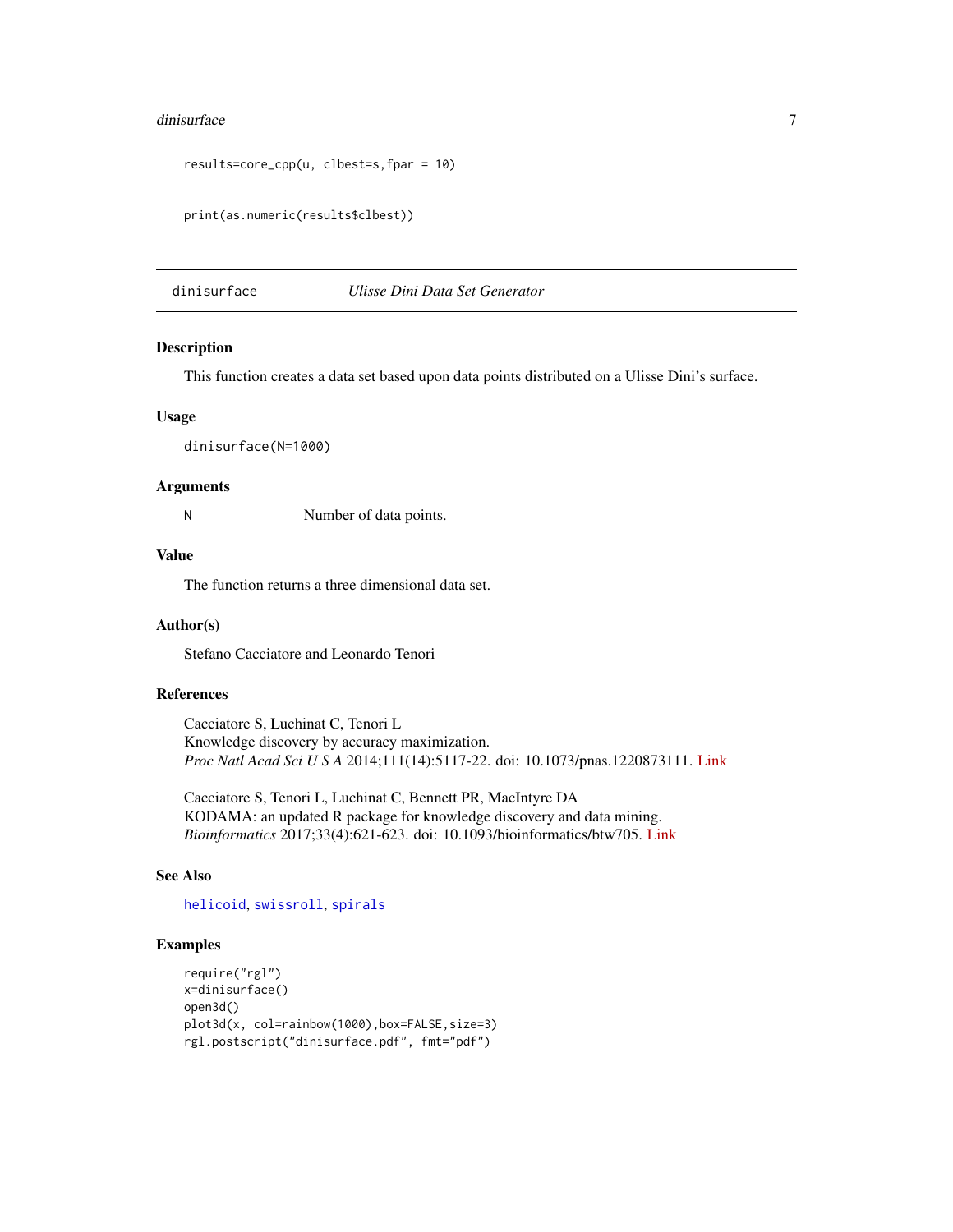```
results=core_cpp(u, clbest=s,fpar = 10)


print(as.numeric(results$clbest))
```

## dinisurface — *Ulisse Dini Data Set Generator*

### Description

This function creates a data set based upon data points distributed on a Ulisse Dini's surface.

### Usage

```
dinisurface(N=1000)
```

### Arguments

| | |
|---|---|
| N | Number of data points. |

### Value

The function returns a three dimensional data set.

### Author(s)

Stefano Cacciatore and Leonardo Tenori

### References

Cacciatore S, Luchinat C, Tenori L
Knowledge discovery by accuracy maximization.
*Proc Natl Acad Sci U S A* 2014;111(14):5117-22. doi: 10.1073/pnas.1220873111. Link

Cacciatore S, Tenori L, Luchinat C, Bennett PR, MacIntyre DA
KODAMA: an updated R package for knowledge discovery and data mining.
*Bioinformatics* 2017;33(4):621-623. doi: 10.1093/bioinformatics/btw705. Link

### See Also

helicoid, swissroll, spirals

### Examples

```
require("rgl")
x=dinisurface()
open3d()
plot3d(x, col=rainbow(1000),box=FALSE,size=3)
rgl.postscript("dinisurface.pdf", fmt="pdf")
```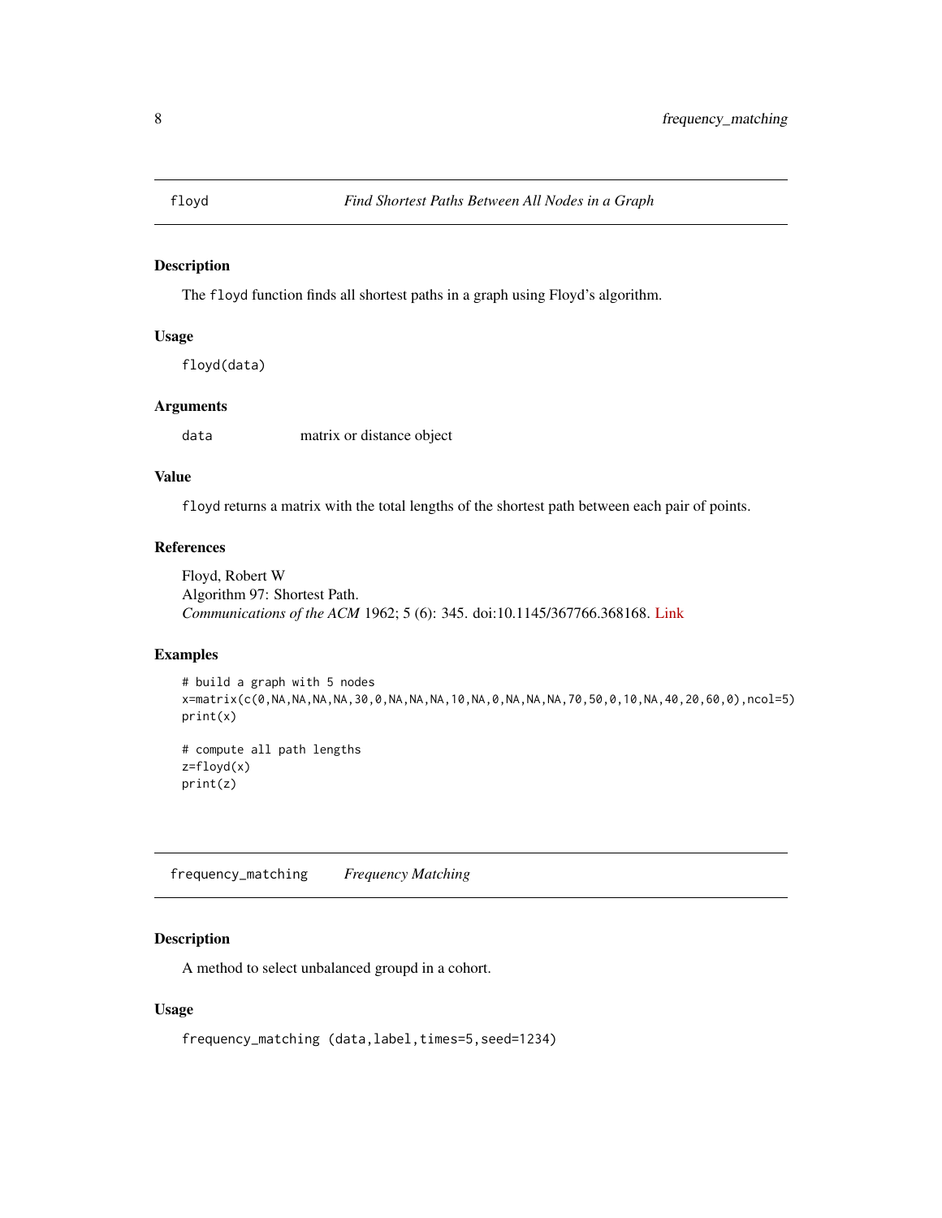## flod — *Find Shortest Paths Between All Nodes in a Graph*

### Description

The `floyd` function finds all shortest paths in a graph using Floyd's algorithm.

### Usage

```
floyd(data)
```

### Arguments

| | |
|---|---|
| `data` | matrix or distance object |

### Value

`floyd` returns a matrix with the total lengths of the shortest path between each pair of points.

### References

Floyd, Robert W
Algorithm 97: Shortest Path.
*Communications of the ACM* 1962; 5 (6): 345. doi:10.1145/367766.368168. Link

### Examples

```
# build a graph with 5 nodes
x=matrix(c(0,NA,NA,NA,NA,30,0,NA,NA,NA,10,NA,0,NA,NA,NA,70,50,0,10,NA,40,20,60,0),ncol=5)
print(x)

# compute all path lengths
z=floyd(x)
print(z)
```

## frequency_matching — *Frequency Matching*

### Description

A method to select unbalanced groupd in a cohort.

### Usage

```
frequency_matching (data,label,times=5,seed=1234)
```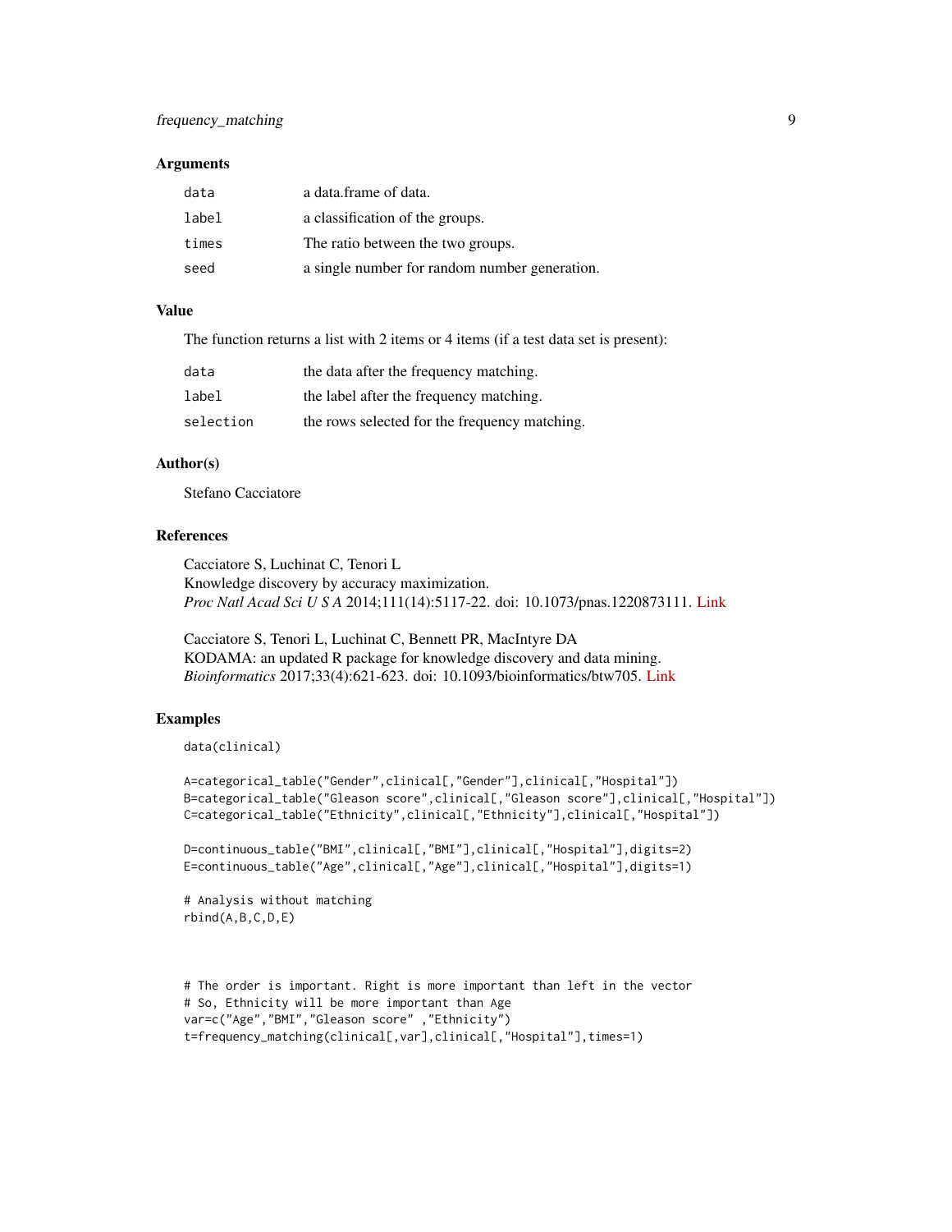### Arguments

| | |
|---|---|
| `data` | a data.frame of data. |
| `label` | a classification of the groups. |
| `times` | The ratio between the two groups. |
| `seed` | a single number for random number generation. |

### Value

The function returns a list with 2 items or 4 items (if a test data set is present):

| | |
|---|---|
| `data` | the data after the frequency matching. |
| `label` | the label after the frequency matching. |
| `selection` | the rows selected for the frequency matching. |

### Author(s)

Stefano Cacciatore

### References

Cacciatore S, Luchinat C, Tenori L
Knowledge discovery by accuracy maximization.
*Proc Natl Acad Sci U S A* 2014;111(14):5117-22. doi: 10.1073/pnas.1220873111. Link

Cacciatore S, Tenori L, Luchinat C, Bennett PR, MacIntyre DA
KODAMA: an updated R package for knowledge discovery and data mining.
*Bioinformatics* 2017;33(4):621-623. doi: 10.1093/bioinformatics/btw705. Link

### Examples

```
data(clinical)

A=categorical_table("Gender",clinical[,"Gender"],clinical[,"Hospital"])
B=categorical_table("Gleason score",clinical[,"Gleason score"],clinical[,"Hospital"])
C=categorical_table("Ethnicity",clinical[,"Ethnicity"],clinical[,"Hospital"])

D=continuous_table("BMI",clinical[,"BMI"],clinical[,"Hospital"],digits=2)
E=continuous_table("Age",clinical[,"Age"],clinical[,"Hospital"],digits=1)

# Analysis without matching
rbind(A,B,C,D,E)



# The order is important. Right is more important than left in the vector
# So, Ethnicity will be more important than Age
var=c("Age","BMI","Gleason score" ,"Ethnicity")
t=frequency_matching(clinical[,var],clinical[,"Hospital"],times=1)
```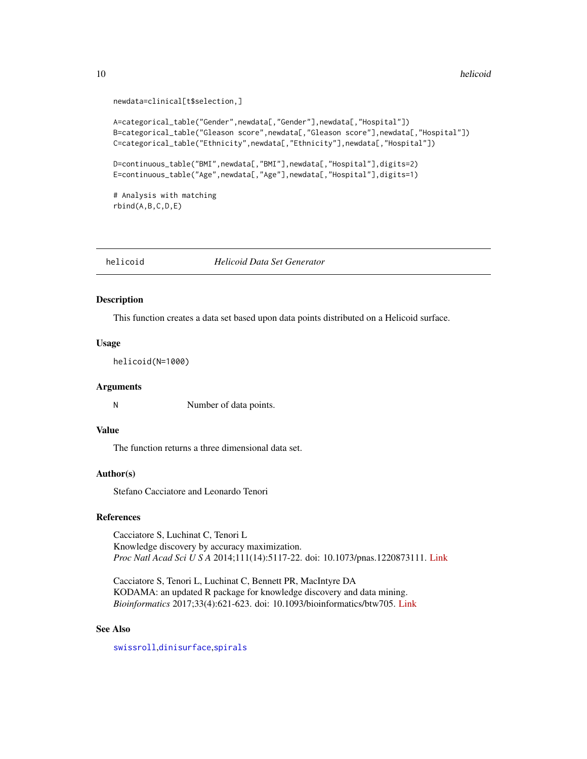```
newdata=clinical[t$selection,]

A=categorical_table("Gender",newdata[,"Gender"],newdata[,"Hospital"])
B=categorical_table("Gleason score",newdata[,"Gleason score"],newdata[,"Hospital"])
C=categorical_table("Ethnicity",newdata[,"Ethnicity"],newdata[,"Hospital"])

D=continuous_table("BMI",newdata[,"BMI"],newdata[,"Hospital"],digits=2)
E=continuous_table("Age",newdata[,"Age"],newdata[,"Hospital"],digits=1)

# Analysis with matching
rbind(A,B,C,D,E)
```

---

## helicoid — *Helicoid Data Set Generator*

### Description

This function creates a data set based upon data points distributed on a Helicoid surface.

### Usage

```
helicoid(N=1000)
```

### Arguments

| | |
|---|---|
| N | Number of data points. |

### Value

The function returns a three dimensional data set.

### Author(s)

Stefano Cacciatore and Leonardo Tenori

### References

Cacciatore S, Luchinat C, Tenori L
Knowledge discovery by accuracy maximization.
*Proc Natl Acad Sci U S A* 2014;111(14):5117-22. doi: 10.1073/pnas.1220873111. Link

Cacciatore S, Tenori L, Luchinat C, Bennett PR, MacIntyre DA
KODAMA: an updated R package for knowledge discovery and data mining.
*Bioinformatics* 2017;33(4):621-623. doi: 10.1093/bioinformatics/btw705. Link

### See Also

swissroll,dinisurface,spirals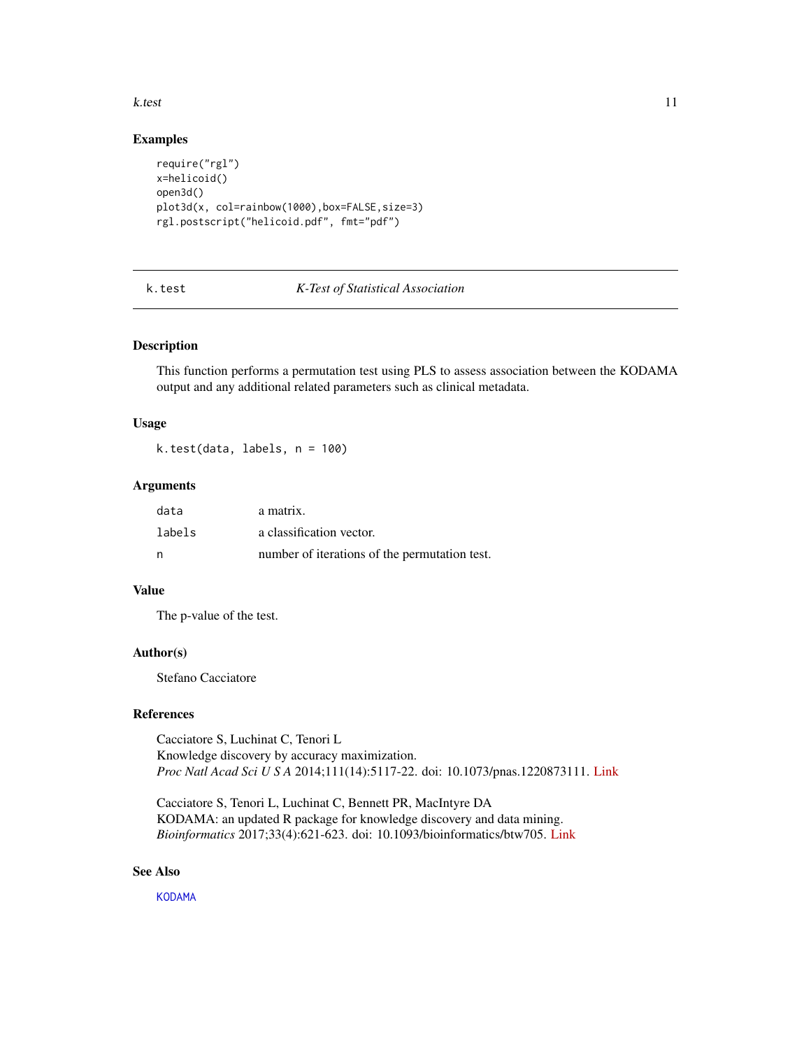## Examples

```
require("rgl")
x=helicoid()
open3d()
plot3d(x, col=rainbow(1000),box=FALSE,size=3)
rgl.postscript("helicoid.pdf", fmt="pdf")
```

---

# k.test — *K-Test of Statistical Association*

## Description

This function performs a permutation test using PLS to assess association between the KODAMA output and any additional related parameters such as clinical metadata.

## Usage

```
k.test(data, labels, n = 100)
```

## Arguments

| | |
|---|---|
| `data` | a matrix. |
| `labels` | a classification vector. |
| `n` | number of iterations of the permutation test. |

## Value

The p-value of the test.

## Author(s)

Stefano Cacciatore

## References

Cacciatore S, Luchinat C, Tenori L
Knowledge discovery by accuracy maximization.
*Proc Natl Acad Sci U S A* 2014;111(14):5117-22. doi: 10.1073/pnas.1220873111. Link

Cacciatore S, Tenori L, Luchinat C, Bennett PR, MacIntyre DA
KODAMA: an updated R package for knowledge discovery and data mining.
*Bioinformatics* 2017;33(4):621-623. doi: 10.1093/bioinformatics/btw705. Link

## See Also

KODAMA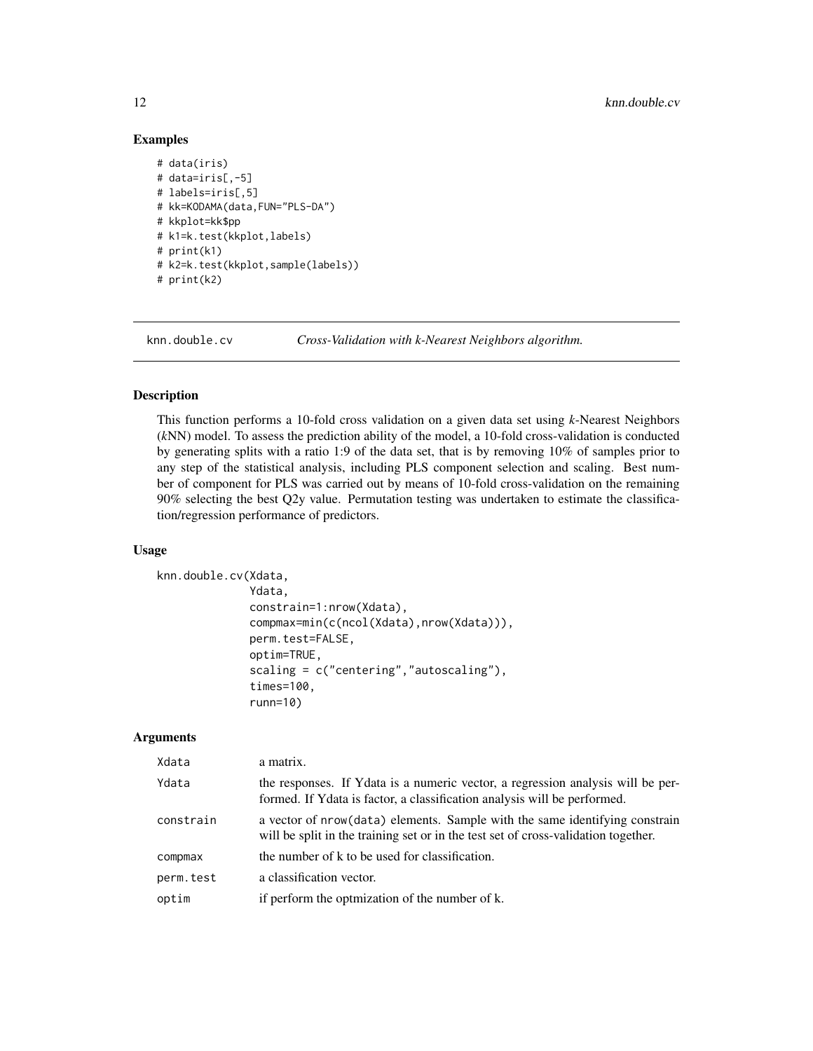### Examples

```
# data(iris)
# data=iris[,-5]
# labels=iris[,5]
# kk=KODAMA(data,FUN="PLS-DA")
# kkplot=kk$pp
# k1=k.test(kkplot,labels)
# print(k1)
# k2=k.test(kkplot,sample(labels))
# print(k2)
```

## knn.double.cv *Cross-Validation with k-Nearest Neighbors algorithm.*

### Description

This function performs a 10-fold cross validation on a given data set using *k*-Nearest Neighbors (*k*NN) model. To assess the prediction ability of the model, a 10-fold cross-validation is conducted by generating splits with a ratio 1:9 of the data set, that is by removing 10% of samples prior to any step of the statistical analysis, including PLS component selection and scaling. Best number of component for PLS was carried out by means of 10-fold cross-validation on the remaining 90% selecting the best Q2y value. Permutation testing was undertaken to estimate the classification/regression performance of predictors.

### Usage

```
knn.double.cv(Xdata,
              Ydata,
              constrain=1:nrow(Xdata),
              compmax=min(c(ncol(Xdata),nrow(Xdata))),
              perm.test=FALSE,
              optim=TRUE,
              scaling = c("centering","autoscaling"),
              times=100,
              runn=10)
```

### Arguments

| | |
|---|---|
| Xdata | a matrix. |
| Ydata | the responses. If Ydata is a numeric vector, a regression analysis will be performed. If Ydata is factor, a classification analysis will be performed. |
| constrain | a vector of nrow(data) elements. Sample with the same identifying constrain will be split in the training set or in the test set of cross-validation together. |
| compmax | the number of k to be used for classification. |
| perm.test | a classification vector. |
| optim | if perform the optmization of the number of k. |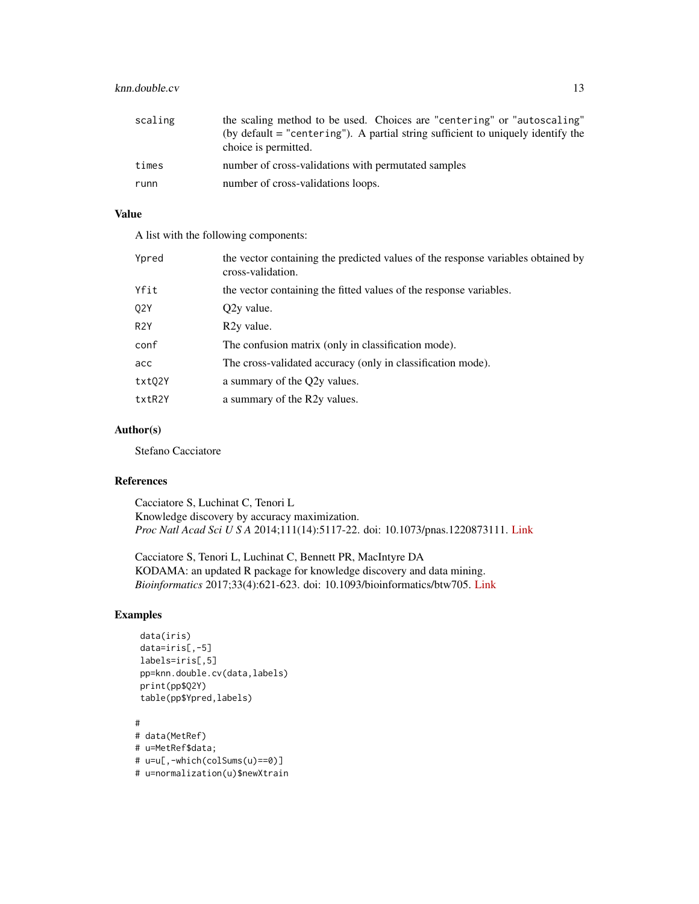| | |
|---|---|
| scaling | the scaling method to be used. Choices are "centering" or "autoscaling" (by default = "centering"). A partial string sufficient to uniquely identify the choice is permitted. |
| times | number of cross-validations with permutated samples |
| runn | number of cross-validations loops. |

## Value

A list with the following components:

| | |
|---|---|
| Ypred | the vector containing the predicted values of the response variables obtained by cross-validation. |
| Yfit | the vector containing the fitted values of the response variables. |
| Q2Y | Q2y value. |
| R2Y | R2y value. |
| conf | The confusion matrix (only in classification mode). |
| acc | The cross-validated accuracy (only in classification mode). |
| txtQ2Y | a summary of the Q2y values. |
| txtR2Y | a summary of the R2y values. |

## Author(s)

Stefano Cacciatore

## References

Cacciatore S, Luchinat C, Tenori L
Knowledge discovery by accuracy maximization.
*Proc Natl Acad Sci U S A* 2014;111(14):5117-22. doi: 10.1073/pnas.1220873111. Link

Cacciatore S, Tenori L, Luchinat C, Bennett PR, MacIntyre DA
KODAMA: an updated R package for knowledge discovery and data mining.
*Bioinformatics* 2017;33(4):621-623. doi: 10.1093/bioinformatics/btw705. Link

## Examples

```
 data(iris)
 data=iris[,-5]
 labels=iris[,5]
 pp=knn.double.cv(data,labels)
 print(pp$Q2Y)
 table(pp$Ypred,labels)

#
# data(MetRef)
# u=MetRef$data;
# u=u[,-which(colSums(u)==0)]
# u=normalization(u)$newXtrain
```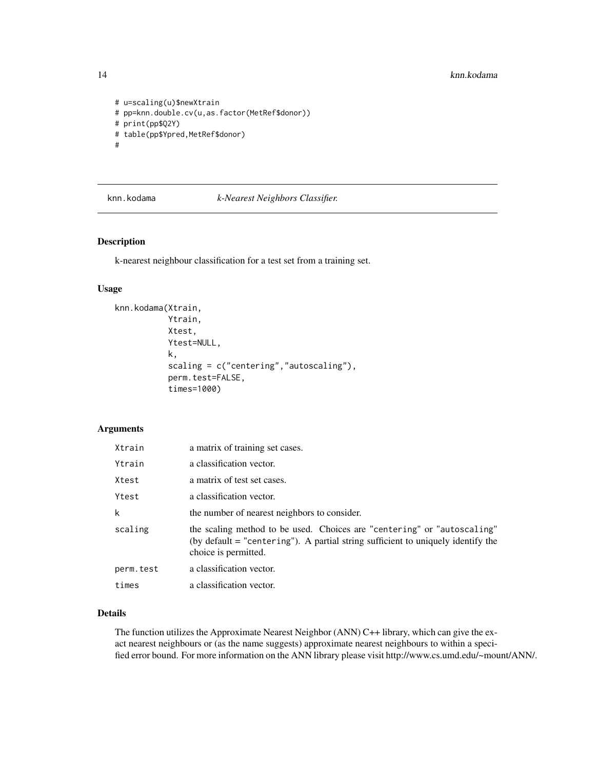```
# u=scaling(u)$newXtrain
# pp=knn.double.cv(u,as.factor(MetRef$donor))
# print(pp$Q2Y)
# table(pp$Ypred,MetRef$donor)
#
```

---

## knn.kodama — *k-Nearest Neighbors Classifier.*

---

### Description

k-nearest neighbour classification for a test set from a training set.

### Usage

```
knn.kodama(Xtrain,
           Ytrain,
           Xtest,
           Ytest=NULL,
           k,
           scaling = c("centering","autoscaling"),
           perm.test=FALSE,
           times=1000)
```

### Arguments

| | |
|---|---|
| `Xtrain` | a matrix of training set cases. |
| `Ytrain` | a classification vector. |
| `Xtest` | a matrix of test set cases. |
| `Ytest` | a classification vector. |
| `k` | the number of nearest neighbors to consider. |
| `scaling` | the scaling method to be used. Choices are "`centering`" or "`autoscaling`" (by default = "`centering`"). A partial string sufficient to uniquely identify the choice is permitted. |
| `perm.test` | a classification vector. |
| `times` | a classification vector. |

### Details

The function utilizes the Approximate Nearest Neighbor (ANN) C++ library, which can give the exact nearest neighbours or (as the name suggests) approximate nearest neighbours to within a specified error bound. For more information on the ANN library please visit http://www.cs.umd.edu/~mount/ANN/.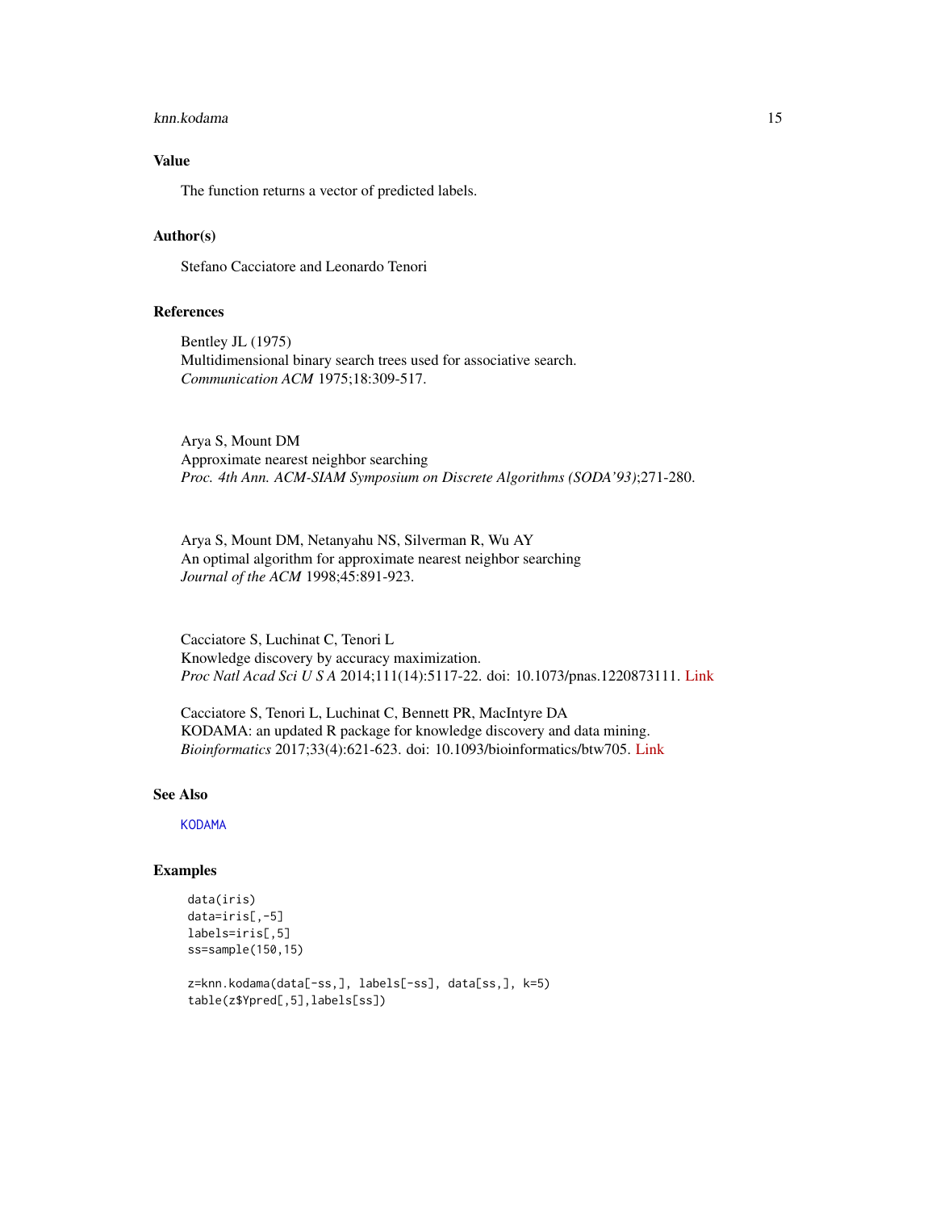### Value

The function returns a vector of predicted labels.

### Author(s)

Stefano Cacciatore and Leonardo Tenori

### References

Bentley JL (1975)
Multidimensional binary search trees used for associative search.
*Communication ACM* 1975;18:309-517.

Arya S, Mount DM
Approximate nearest neighbor searching
*Proc. 4th Ann. ACM-SIAM Symposium on Discrete Algorithms (SODA'93)*;271-280.

Arya S, Mount DM, Netanyahu NS, Silverman R, Wu AY
An optimal algorithm for approximate nearest neighbor searching
*Journal of the ACM* 1998;45:891-923.

Cacciatore S, Luchinat C, Tenori L
Knowledge discovery by accuracy maximization.
*Proc Natl Acad Sci U S A* 2014;111(14):5117-22. doi: 10.1073/pnas.1220873111. Link

Cacciatore S, Tenori L, Luchinat C, Bennett PR, MacIntyre DA
KODAMA: an updated R package for knowledge discovery and data mining.
*Bioinformatics* 2017;33(4):621-623. doi: 10.1093/bioinformatics/btw705. Link

### See Also

`KODAMA`

### Examples

```
data(iris)
data=iris[,-5]
labels=iris[,5]
ss=sample(150,15)

z=knn.kodama(data[-ss,], labels[-ss], data[ss,], k=5)
table(z$Ypred[,5],labels[ss])
```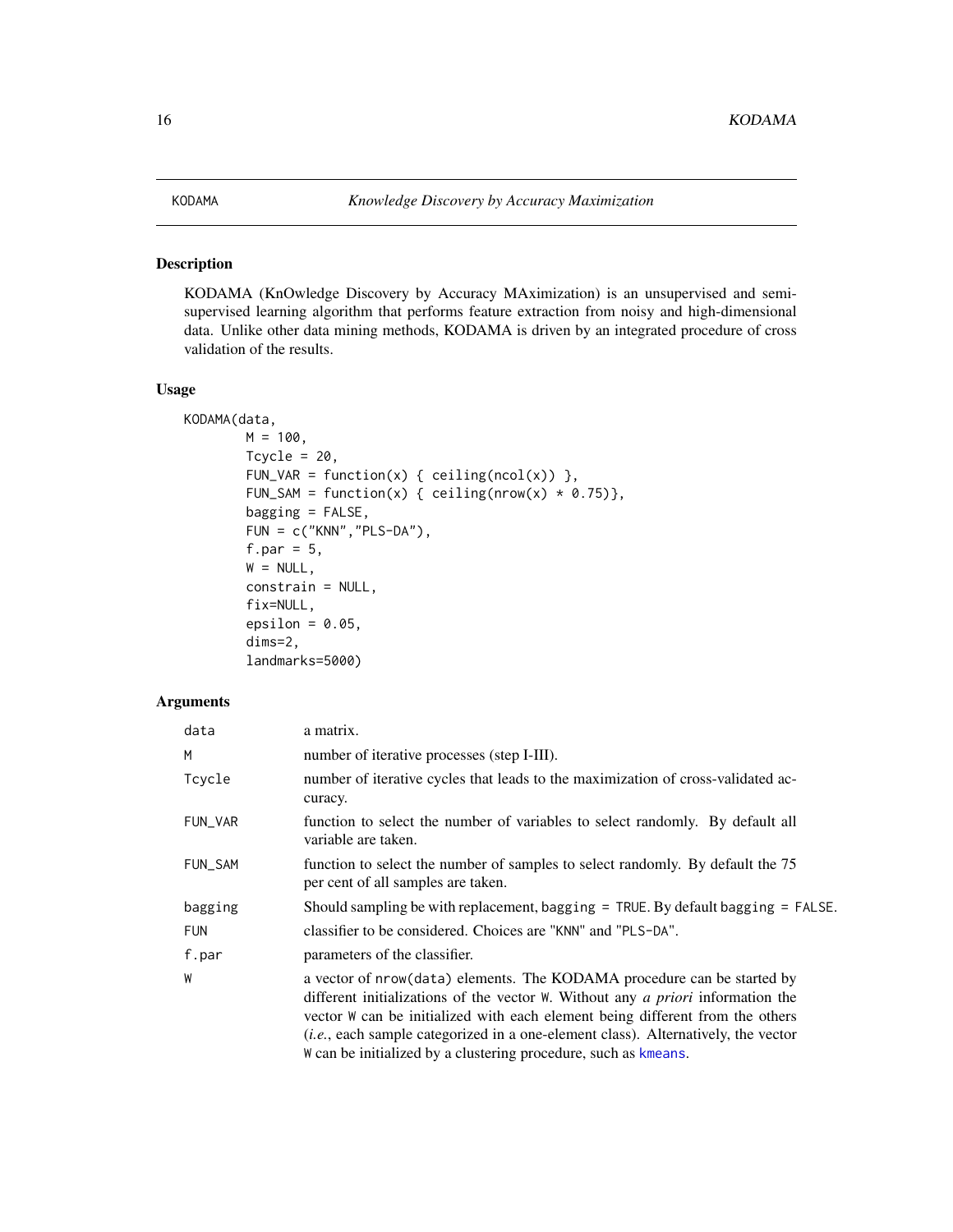# KODAMA — *Knowledge Discovery by Accuracy Maximization*

## Description

KODAMA (KnOwledge Discovery by Accuracy MAximization) is an unsupervised and semi-supervised learning algorithm that performs feature extraction from noisy and high-dimensional data. Unlike other data mining methods, KODAMA is driven by an integrated procedure of cross validation of the results.

## Usage

```
KODAMA(data,
       M = 100,
       Tcycle = 20,
       FUN_VAR = function(x) { ceiling(ncol(x)) },
       FUN_SAM = function(x) { ceiling(nrow(x) * 0.75)},
       bagging = FALSE,
       FUN = c("KNN","PLS-DA"),
       f.par = 5,
       W = NULL,
       constrain = NULL,
       fix=NULL,
       epsilon = 0.05,
       dims=2,
       landmarks=5000)
```

## Arguments

| | |
|---|---|
| `data` | a matrix. |
| `M` | number of iterative processes (step I-III). |
| `Tcycle` | number of iterative cycles that leads to the maximization of cross-validated accuracy. |
| `FUN_VAR` | function to select the number of variables to select randomly. By default all variable are taken. |
| `FUN_SAM` | function to select the number of samples to select randomly. By default the 75 per cent of all samples are taken. |
| `bagging` | Should sampling be with replacement, `bagging = TRUE`. By default `bagging = FALSE`. |
| `FUN` | classifier to be considered. Choices are `"KNN"` and `"PLS-DA"`. |
| `f.par` | parameters of the classifier. |
| `W` | a vector of `nrow(data)` elements. The KODAMA procedure can be started by different initializations of the vector `W`. Without any *a priori* information the vector `W` can be initialized with each element being different from the others (*i.e.*, each sample categorized in a one-element class). Alternatively, the vector `W` can be initialized by a clustering procedure, such as `kmeans`. |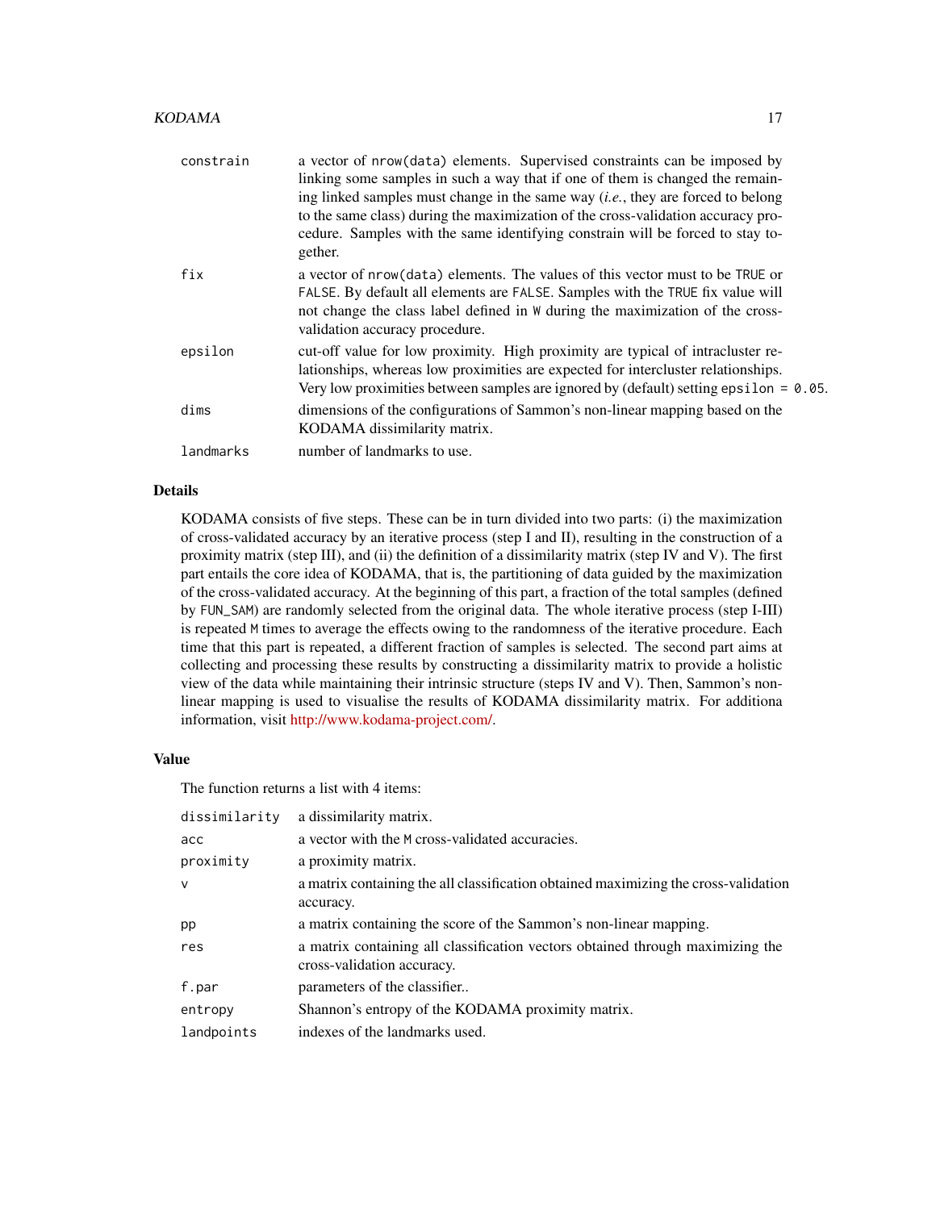| | |
|---|---|
| `constrain` | a vector of `nrow(data)` elements. Supervised constraints can be imposed by linking some samples in such a way that if one of them is changed the remaining linked samples must change in the same way (*i.e.*, they are forced to belong to the same class) during the maximization of the cross-validation accuracy procedure. Samples with the same identifying constrain will be forced to stay together. |
| `fix` | a vector of `nrow(data)` elements. The values of this vector must to be `TRUE` or `FALSE`. By default all elements are `FALSE`. Samples with the `TRUE` fix value will not change the class label defined in `W` during the maximization of the cross-validation accuracy procedure. |
| `epsilon` | cut-off value for low proximity. High proximity are typical of intracluster relationships, whereas low proximities are expected for intercluster relationships. Very low proximities between samples are ignored by (default) setting `epsilon = 0.05`. |
| `dims` | dimensions of the configurations of Sammon's non-linear mapping based on the KODAMA dissimilarity matrix. |
| `landmarks` | number of landmarks to use. |

## Details

KODAMA consists of five steps. These can be in turn divided into two parts: (i) the maximization of cross-validated accuracy by an iterative process (step I and II), resulting in the construction of a proximity matrix (step III), and (ii) the definition of a dissimilarity matrix (step IV and V). The first part entails the core idea of KODAMA, that is, the partitioning of data guided by the maximization of the cross-validated accuracy. At the beginning of this part, a fraction of the total samples (defined by `FUN_SAM`) are randomly selected from the original data. The whole iterative process (step I-III) is repeated `M` times to average the effects owing to the randomness of the iterative procedure. Each time that this part is repeated, a different fraction of samples is selected. The second part aims at collecting and processing these results by constructing a dissimilarity matrix to provide a holistic view of the data while maintaining their intrinsic structure (steps IV and V). Then, Sammon's non-linear mapping is used to visualise the results of KODAMA dissimilarity matrix. For additiona information, visit http://www.kodama-project.com/.

## Value

The function returns a list with 4 items:

| | |
|---|---|
| `dissimilarity` | a dissimilarity matrix. |
| `acc` | a vector with the `M` cross-validated accuracies. |
| `proximity` | a proximity matrix. |
| `v` | a matrix containing the all classification obtained maximizing the cross-validation accuracy. |
| `pp` | a matrix containing the score of the Sammon's non-linear mapping. |
| `res` | a matrix containing all classification vectors obtained through maximizing the cross-validation accuracy. |
| `f.par` | parameters of the classifier.. |
| `entropy` | Shannon's entropy of the KODAMA proximity matrix. |
| `landpoints` | indexes of the landmarks used. |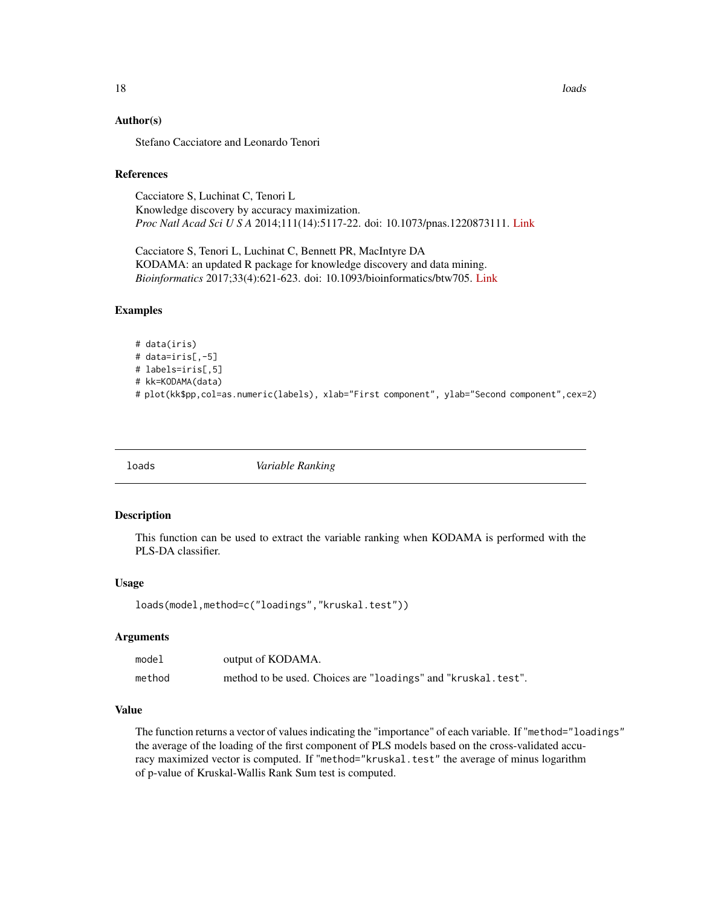### Author(s)

Stefano Cacciatore and Leonardo Tenori

### References

Cacciatore S, Luchinat C, Tenori L
Knowledge discovery by accuracy maximization.
*Proc Natl Acad Sci U S A* 2014;111(14):5117-22. doi: 10.1073/pnas.1220873111. Link

Cacciatore S, Tenori L, Luchinat C, Bennett PR, MacIntyre DA
KODAMA: an updated R package for knowledge discovery and data mining.
*Bioinformatics* 2017;33(4):621-623. doi: 10.1093/bioinformatics/btw705. Link

### Examples

```
# data(iris)
# data=iris[,-5]
# labels=iris[,5]
# kk=KODAMA(data)
# plot(kk$pp,col=as.numeric(labels), xlab="First component", ylab="Second component",cex=2)
```

---

## loads    *Variable Ranking*

---

### Description

This function can be used to extract the variable ranking when KODAMA is performed with the PLS-DA classifier.

### Usage

```
loads(model,method=c("loadings","kruskal.test"))
```

### Arguments

| | |
|---|---|
| model | output of KODAMA. |
| method | method to be used. Choices are "loadings" and "kruskal.test". |

### Value

The function returns a vector of values indicating the "importance" of each variable. If "method="loadings" the average of the loading of the first component of PLS models based on the cross-validated accuracy maximized vector is computed. If "method="kruskal.test" the average of minus logarithm of p-value of Kruskal-Wallis Rank Sum test is computed.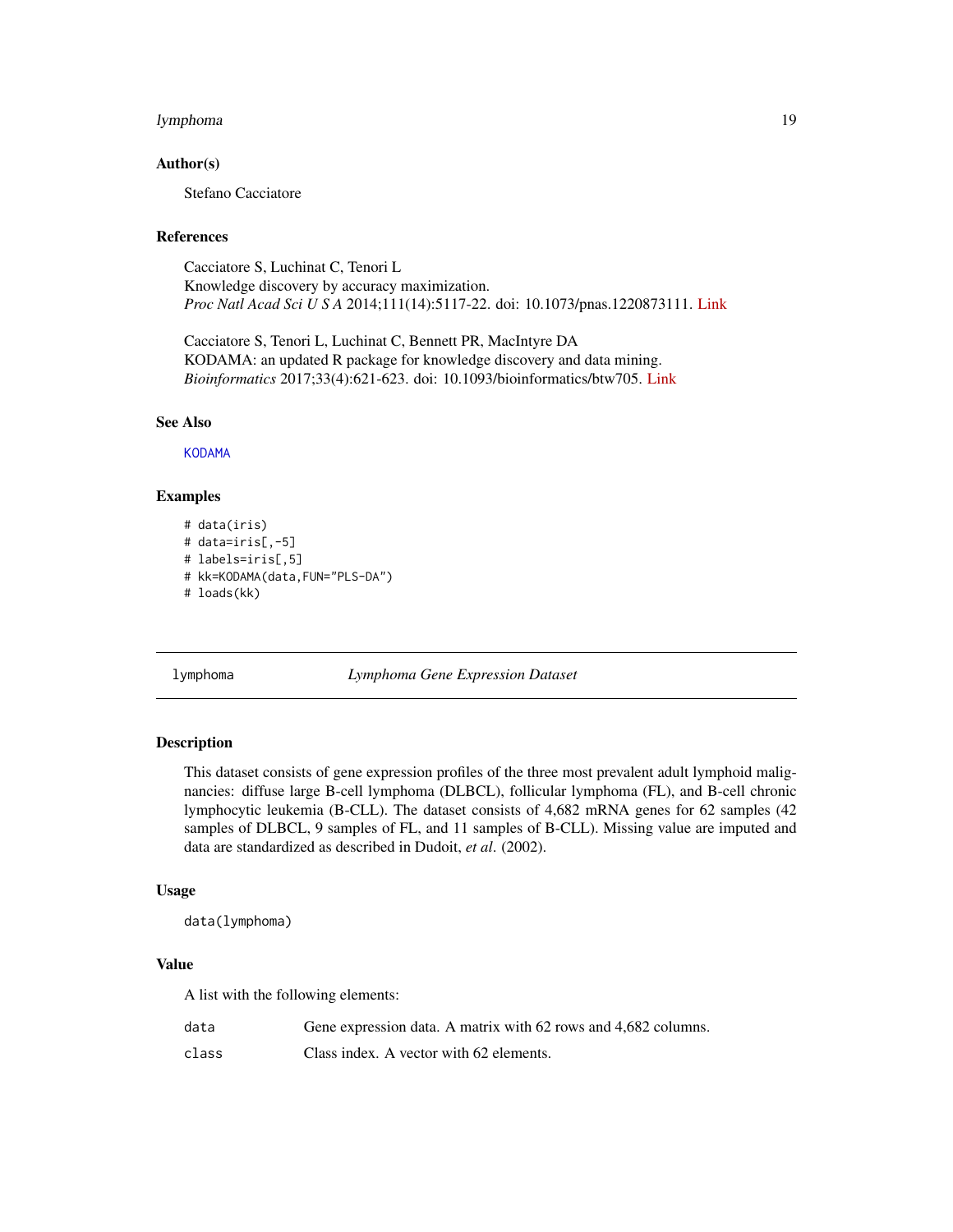### Author(s)

Stefano Cacciatore

### References

Cacciatore S, Luchinat C, Tenori L
Knowledge discovery by accuracy maximization.
*Proc Natl Acad Sci U S A* 2014;111(14):5117-22. doi: 10.1073/pnas.1220873111. Link

Cacciatore S, Tenori L, Luchinat C, Bennett PR, MacIntyre DA
KODAMA: an updated R package for knowledge discovery and data mining.
*Bioinformatics* 2017;33(4):621-623. doi: 10.1093/bioinformatics/btw705. Link

### See Also

KODAMA

### Examples

```
# data(iris)
# data=iris[,-5]
# labels=iris[,5]
# kk=KODAMA(data,FUN="PLS-DA")
# loads(kk)
```

---

## lymphoma — *Lymphoma Gene Expression Dataset*

### Description

This dataset consists of gene expression profiles of the three most prevalent adult lymphoid malignancies: diffuse large B-cell lymphoma (DLBCL), follicular lymphoma (FL), and B-cell chronic lymphocytic leukemia (B-CLL). The dataset consists of 4,682 mRNA genes for 62 samples (42 samples of DLBCL, 9 samples of FL, and 11 samples of B-CLL). Missing value are imputed and data are standardized as described in Dudoit, *et al*. (2002).

### Usage

```
data(lymphoma)
```

### Value

A list with the following elements:

| | |
|---|---|
| `data` | Gene expression data. A matrix with 62 rows and 4,682 columns. |
| `class` | Class index. A vector with 62 elements. |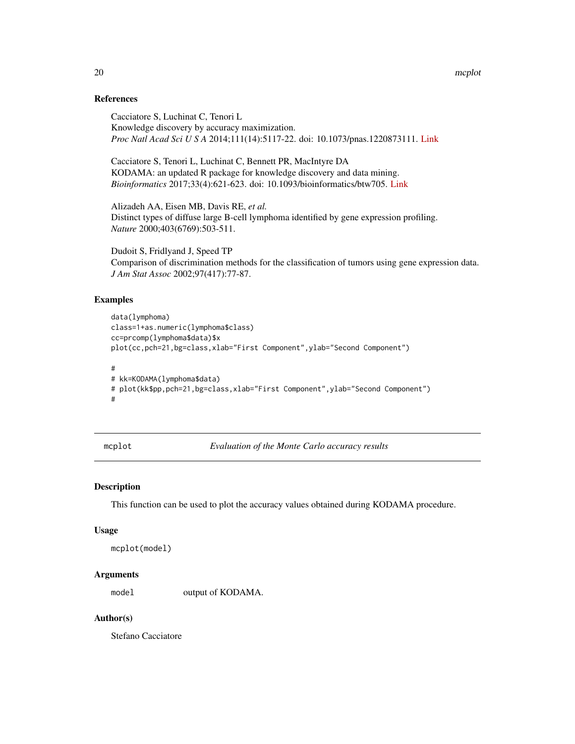### References

Cacciatore S, Luchinat C, Tenori L
Knowledge discovery by accuracy maximization.
*Proc Natl Acad Sci U S A* 2014;111(14):5117-22. doi: 10.1073/pnas.1220873111. Link

Cacciatore S, Tenori L, Luchinat C, Bennett PR, MacIntyre DA
KODAMA: an updated R package for knowledge discovery and data mining.
*Bioinformatics* 2017;33(4):621-623. doi: 10.1093/bioinformatics/btw705. Link

Alizadeh AA, Eisen MB, Davis RE, *et al.*
Distinct types of diffuse large B-cell lymphoma identified by gene expression profiling.
*Nature* 2000;403(6769):503-511.

Dudoit S, Fridlyand J, Speed TP
Comparison of discrimination methods for the classification of tumors using gene expression data.
*J Am Stat Assoc* 2002;97(417):77-87.

### Examples

```
data(lymphoma)
class=1+as.numeric(lymphoma$class)
cc=prcomp(lymphoma$data)$x
plot(cc,pch=21,bg=class,xlab="First Component",ylab="Second Component")

#
# kk=KODAMA(lymphoma$data)
# plot(kk$pp,pch=21,bg=class,xlab="First Component",ylab="Second Component")
#
```

---

## mcplot — *Evaluation of the Monte Carlo accuracy results*

### Description

This function can be used to plot the accuracy values obtained during KODAMA procedure.

### Usage

```
mcplot(model)
```

### Arguments

`model` output of KODAMA.

### Author(s)

Stefano Cacciatore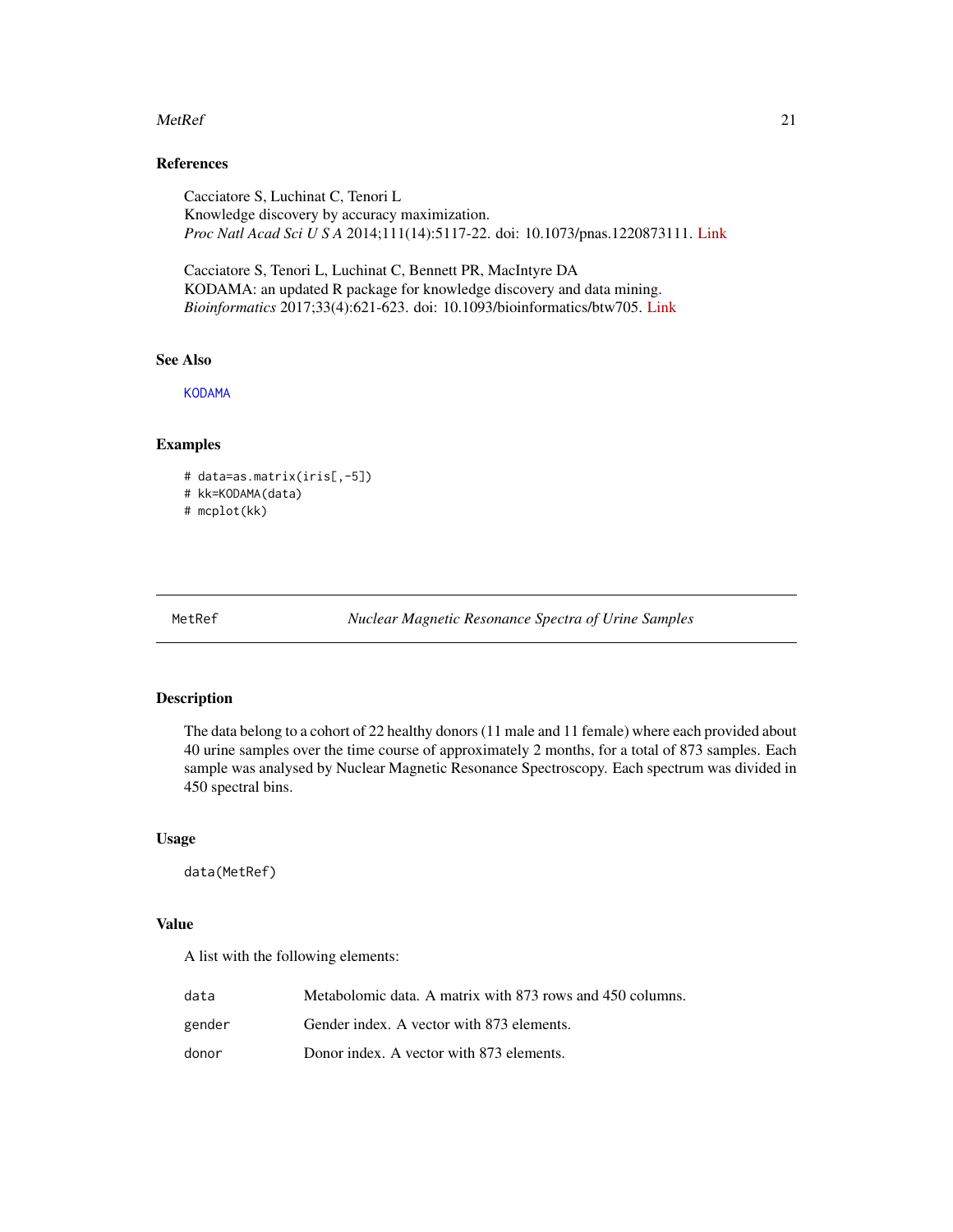### References

Cacciatore S, Luchinat C, Tenori L
Knowledge discovery by accuracy maximization.
*Proc Natl Acad Sci U S A* 2014;111(14):5117-22. doi: 10.1073/pnas.1220873111. Link

Cacciatore S, Tenori L, Luchinat C, Bennett PR, MacIntyre DA
KODAMA: an updated R package for knowledge discovery and data mining.
*Bioinformatics* 2017;33(4):621-623. doi: 10.1093/bioinformatics/btw705. Link

### See Also

`KODAMA`

### Examples

```
# data=as.matrix(iris[,-5])
# kk=KODAMA(data)
# mcplot(kk)
```

---

## MetRef — *Nuclear Magnetic Resonance Spectra of Urine Samples*

---

### Description

The data belong to a cohort of 22 healthy donors (11 male and 11 female) where each provided about 40 urine samples over the time course of approximately 2 months, for a total of 873 samples. Each sample was analysed by Nuclear Magnetic Resonance Spectroscopy. Each spectrum was divided in 450 spectral bins.

### Usage

```
data(MetRef)
```

### Value

A list with the following elements:

| | |
|---|---|
| `data` | Metabolomic data. A matrix with 873 rows and 450 columns. |
| `gender` | Gender index. A vector with 873 elements. |
| `donor` | Donor index. A vector with 873 elements. |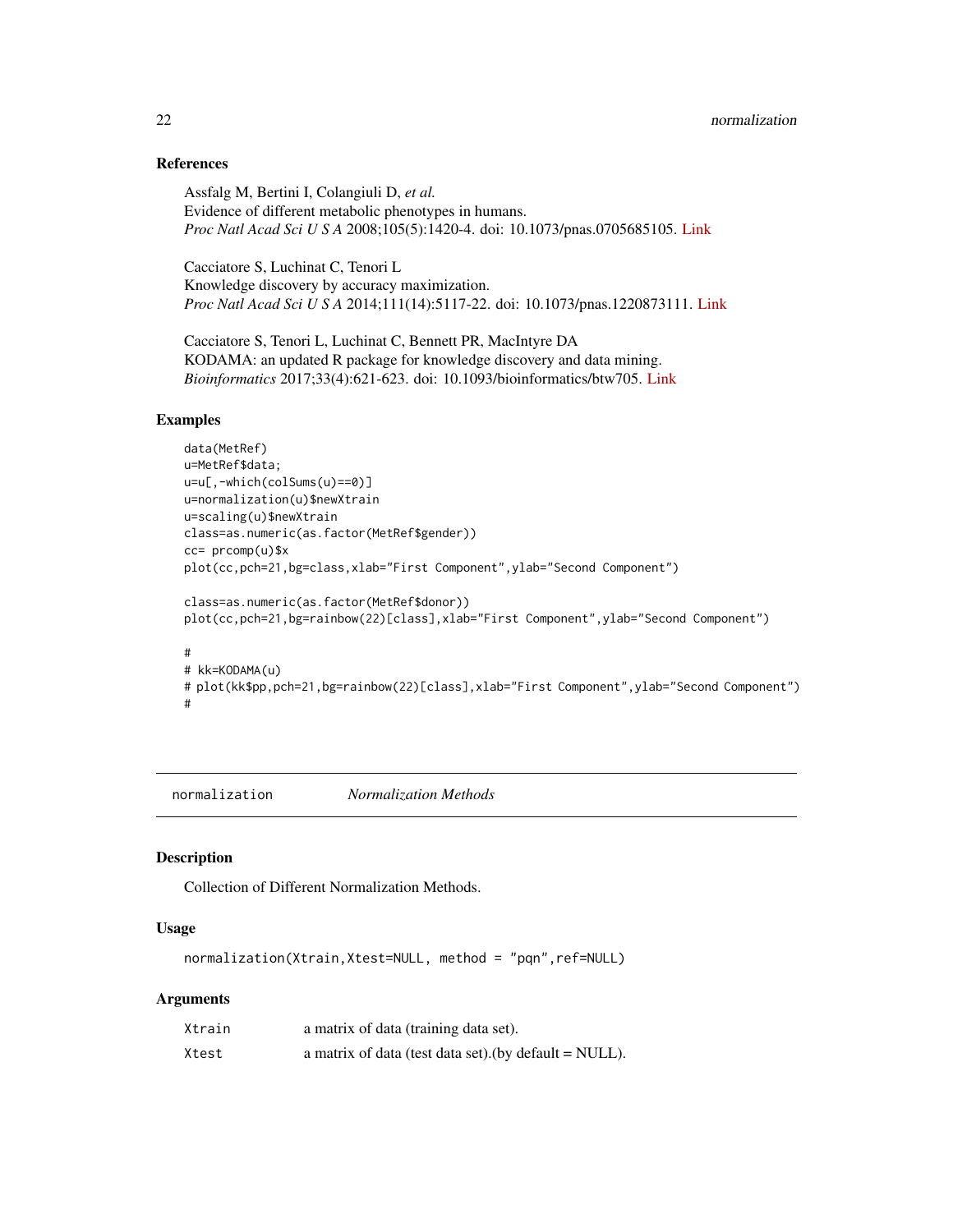### References

Assfalg M, Bertini I, Colangiuli D, *et al.*
Evidence of different metabolic phenotypes in humans.
*Proc Natl Acad Sci U S A* 2008;105(5):1420-4. doi: 10.1073/pnas.0705685105. Link

Cacciatore S, Luchinat C, Tenori L
Knowledge discovery by accuracy maximization.
*Proc Natl Acad Sci U S A* 2014;111(14):5117-22. doi: 10.1073/pnas.1220873111. Link

Cacciatore S, Tenori L, Luchinat C, Bennett PR, MacIntyre DA
KODAMA: an updated R package for knowledge discovery and data mining.
*Bioinformatics* 2017;33(4):621-623. doi: 10.1093/bioinformatics/btw705. Link

### Examples

```
data(MetRef)
u=MetRef$data;
u=u[,-which(colSums(u)==0)]
u=normalization(u)$newXtrain
u=scaling(u)$newXtrain
class=as.numeric(as.factor(MetRef$gender))
cc= prcomp(u)$x
plot(cc,pch=21,bg=class,xlab="First Component",ylab="Second Component")

class=as.numeric(as.factor(MetRef$donor))
plot(cc,pch=21,bg=rainbow(22)[class],xlab="First Component",ylab="Second Component")

#
# kk=KODAMA(u)
# plot(kk$pp,pch=21,bg=rainbow(22)[class],xlab="First Component",ylab="Second Component")
#
```

---

## normalization &nbsp;&nbsp;&nbsp;&nbsp; *Normalization Methods*

---

### Description

Collection of Different Normalization Methods.

### Usage

```
normalization(Xtrain,Xtest=NULL, method = "pqn",ref=NULL)
```

### Arguments

| | |
|---|---|
| `Xtrain` | a matrix of data (training data set). |
| `Xtest` | a matrix of data (test data set).(by default = NULL). |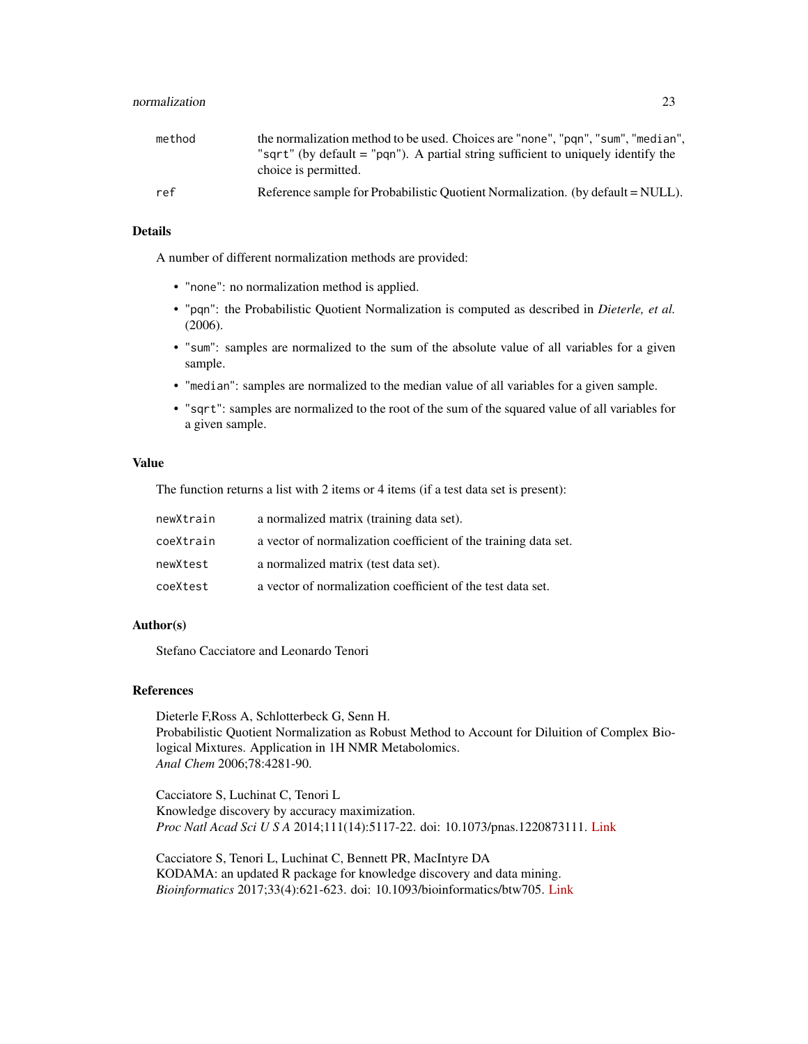| | |
|---|---|
| `method` | the normalization method to be used. Choices are "none", "pqn", "sum", "median", "sqrt" (by default = "pqn"). A partial string sufficient to uniquely identify the choice is permitted. |
| `ref` | Reference sample for Probabilistic Quotient Normalization. (by default = NULL). |

## Details

A number of different normalization methods are provided:

- "none": no normalization method is applied.
- "pqn": the Probabilistic Quotient Normalization is computed as described in *Dieterle, et al.* (2006).
- "sum": samples are normalized to the sum of the absolute value of all variables for a given sample.
- "median": samples are normalized to the median value of all variables for a given sample.
- "sqrt": samples are normalized to the root of the sum of the squared value of all variables for a given sample.

## Value

The function returns a list with 2 items or 4 items (if a test data set is present):

| | |
|---|---|
| `newXtrain` | a normalized matrix (training data set). |
| `coeXtrain` | a vector of normalization coefficient of the training data set. |
| `newXtest` | a normalized matrix (test data set). |
| `coeXtest` | a vector of normalization coefficient of the test data set. |

## Author(s)

Stefano Cacciatore and Leonardo Tenori

## References

Dieterle F,Ross A, Schlotterbeck G, Senn H.
Probabilistic Quotient Normalization as Robust Method to Account for Diluition of Complex Biological Mixtures. Application in 1H NMR Metabolomics.
*Anal Chem* 2006;78:4281-90.

Cacciatore S, Luchinat C, Tenori L
Knowledge discovery by accuracy maximization.
*Proc Natl Acad Sci U S A* 2014;111(14):5117-22. doi: 10.1073/pnas.1220873111. Link

Cacciatore S, Tenori L, Luchinat C, Bennett PR, MacIntyre DA
KODAMA: an updated R package for knowledge discovery and data mining.
*Bioinformatics* 2017;33(4):621-623. doi: 10.1093/bioinformatics/btw705. Link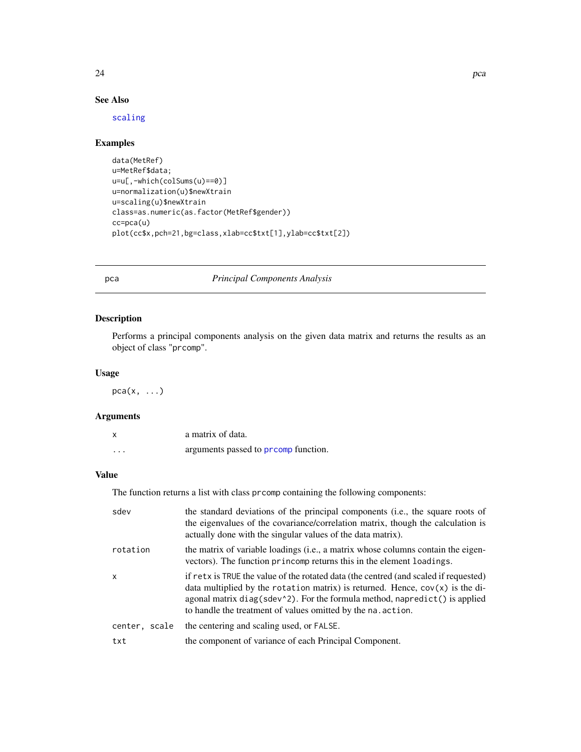### See Also

scaling

### Examples

```
data(MetRef)
u=MetRef$data;
u=u[,-which(colSums(u)==0)]
u=normalization(u)$newXtrain
u=scaling(u)$newXtrain
class=as.numeric(as.factor(MetRef$gender))
cc=pca(u)
plot(cc$x,pch=21,bg=class,xlab=cc$txt[1],ylab=cc$txt[2])
```

---

## pca — *Principal Components Analysis*

### Description

Performs a principal components analysis on the given data matrix and returns the results as an object of class "prcomp".

### Usage

```
pca(x, ...)
```

### Arguments

| | |
|---|---|
| `x` | a matrix of data. |
| `...` | arguments passed to `prcomp` function. |

### Value

The function returns a list with class `prcomp` containing the following components:

| | |
|---|---|
| `sdev` | the standard deviations of the principal components (i.e., the square roots of the eigenvalues of the covariance/correlation matrix, though the calculation is actually done with the singular values of the data matrix). |
| `rotation` | the matrix of variable loadings (i.e., a matrix whose columns contain the eigenvectors). The function `princomp` returns this in the element `loadings`. |
| `x` | if `retx` is `TRUE` the value of the rotated data (the centred (and scaled if requested) data multiplied by the `rotation` matrix) is returned. Hence, `cov(x)` is the diagonal matrix `diag(sdev^2)`. For the formula method, `napredict()` is applied to handle the treatment of values omitted by the `na.action`. |
| `center, scale` | the centering and scaling used, or `FALSE`. |
| `txt` | the component of variance of each Principal Component. |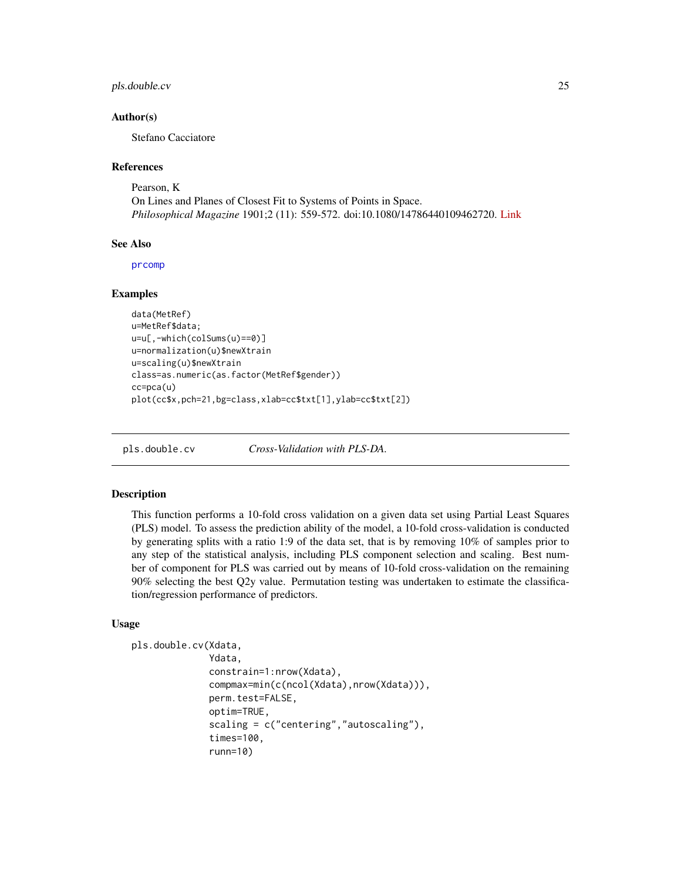### Author(s)

Stefano Cacciatore

### References

Pearson, K
On Lines and Planes of Closest Fit to Systems of Points in Space.
*Philosophical Magazine* 1901;2 (11): 559-572. doi:10.1080/14786440109462720. Link

### See Also

prcomp

### Examples

```
data(MetRef)
u=MetRef$data;
u=u[,-which(colSums(u)==0)]
u=normalization(u)$newXtrain
u=scaling(u)$newXtrain
class=as.numeric(as.factor(MetRef$gender))
cc=pca(u)
plot(cc$x,pch=21,bg=class,xlab=cc$txt[1],ylab=cc$txt[2])
```

---

## pls.double.cv — *Cross-Validation with PLS-DA.*

### Description

This function performs a 10-fold cross validation on a given data set using Partial Least Squares (PLS) model. To assess the prediction ability of the model, a 10-fold cross-validation is conducted by generating splits with a ratio 1:9 of the data set, that is by removing 10% of samples prior to any step of the statistical analysis, including PLS component selection and scaling. Best number of component for PLS was carried out by means of 10-fold cross-validation on the remaining 90% selecting the best Q2y value. Permutation testing was undertaken to estimate the classification/regression performance of predictors.

### Usage

```
pls.double.cv(Xdata,
              Ydata,
              constrain=1:nrow(Xdata),
              compmax=min(c(ncol(Xdata),nrow(Xdata))),
              perm.test=FALSE,
              optim=TRUE,
              scaling = c("centering","autoscaling"),
              times=100,
              runn=10)
```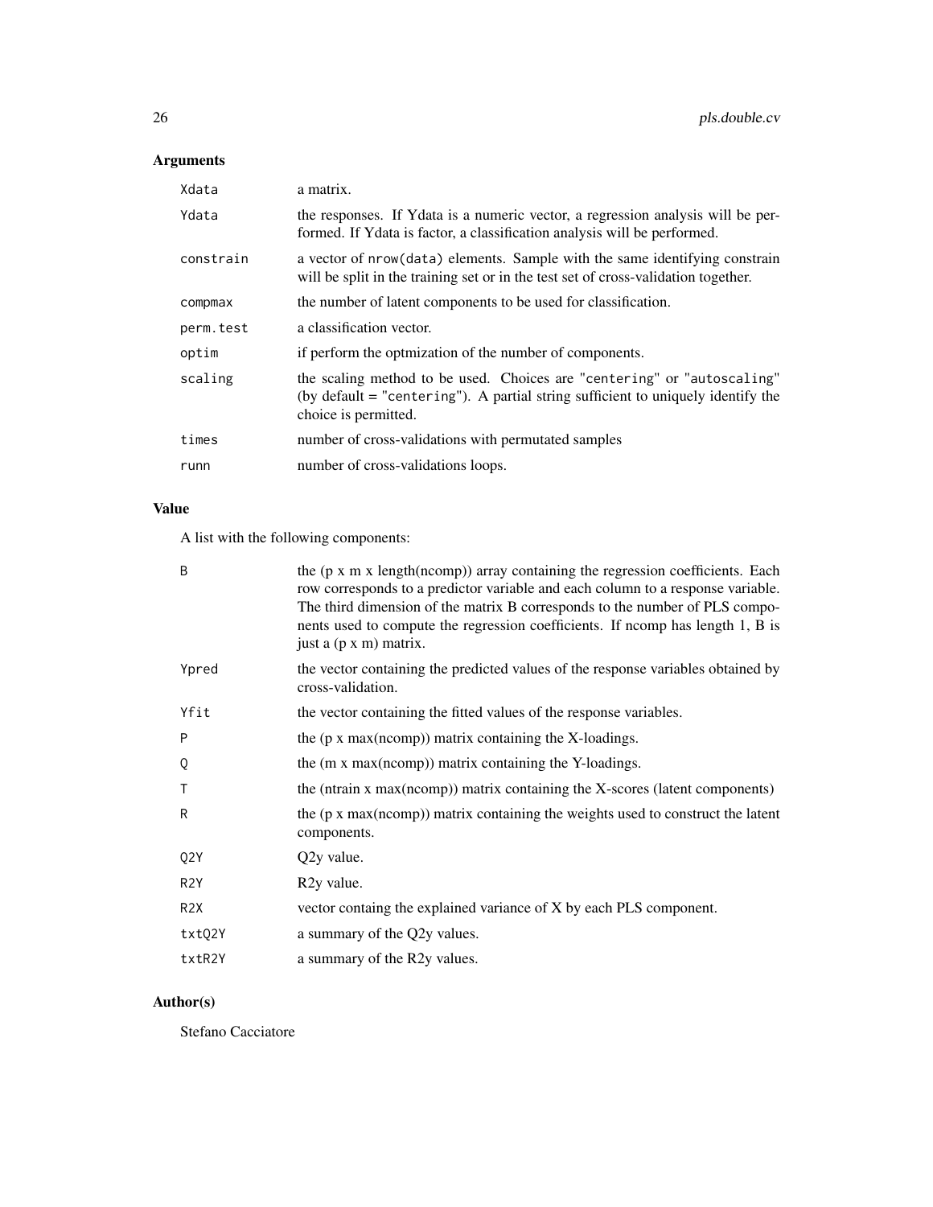## Arguments

| | |
|---|---|
| `Xdata` | a matrix. |
| `Ydata` | the responses. If Ydata is a numeric vector, a regression analysis will be performed. If Ydata is factor, a classification analysis will be performed. |
| `constrain` | a vector of `nrow(data)` elements. Sample with the same identifying constrain will be split in the training set or in the test set of cross-validation together. |
| `compmax` | the number of latent components to be used for classification. |
| `perm.test` | a classification vector. |
| `optim` | if perform the optmization of the number of components. |
| `scaling` | the scaling method to be used. Choices are "`centering`" or "`autoscaling`" (by default = "`centering`"). A partial string sufficient to uniquely identify the choice is permitted. |
| `times` | number of cross-validations with permutated samples |
| `runn` | number of cross-validations loops. |

## Value

A list with the following components:

| | |
|---|---|
| `B` | the (p x m x length(ncomp)) array containing the regression coefficients. Each row corresponds to a predictor variable and each column to a response variable. The third dimension of the matrix B corresponds to the number of PLS components used to compute the regression coefficients. If ncomp has length 1, B is just a (p x m) matrix. |
| `Ypred` | the vector containing the predicted values of the response variables obtained by cross-validation. |
| `Yfit` | the vector containing the fitted values of the response variables. |
| `P` | the (p x max(ncomp)) matrix containing the X-loadings. |
| `Q` | the (m x max(ncomp)) matrix containing the Y-loadings. |
| `T` | the (ntrain x max(ncomp)) matrix containing the X-scores (latent components) |
| `R` | the (p x max(ncomp)) matrix containing the weights used to construct the latent components. |
| `Q2Y` | Q2y value. |
| `R2Y` | R2y value. |
| `R2X` | vector containg the explained variance of X by each PLS component. |
| `txtQ2Y` | a summary of the Q2y values. |
| `txtR2Y` | a summary of the R2y values. |

## Author(s)

Stefano Cacciatore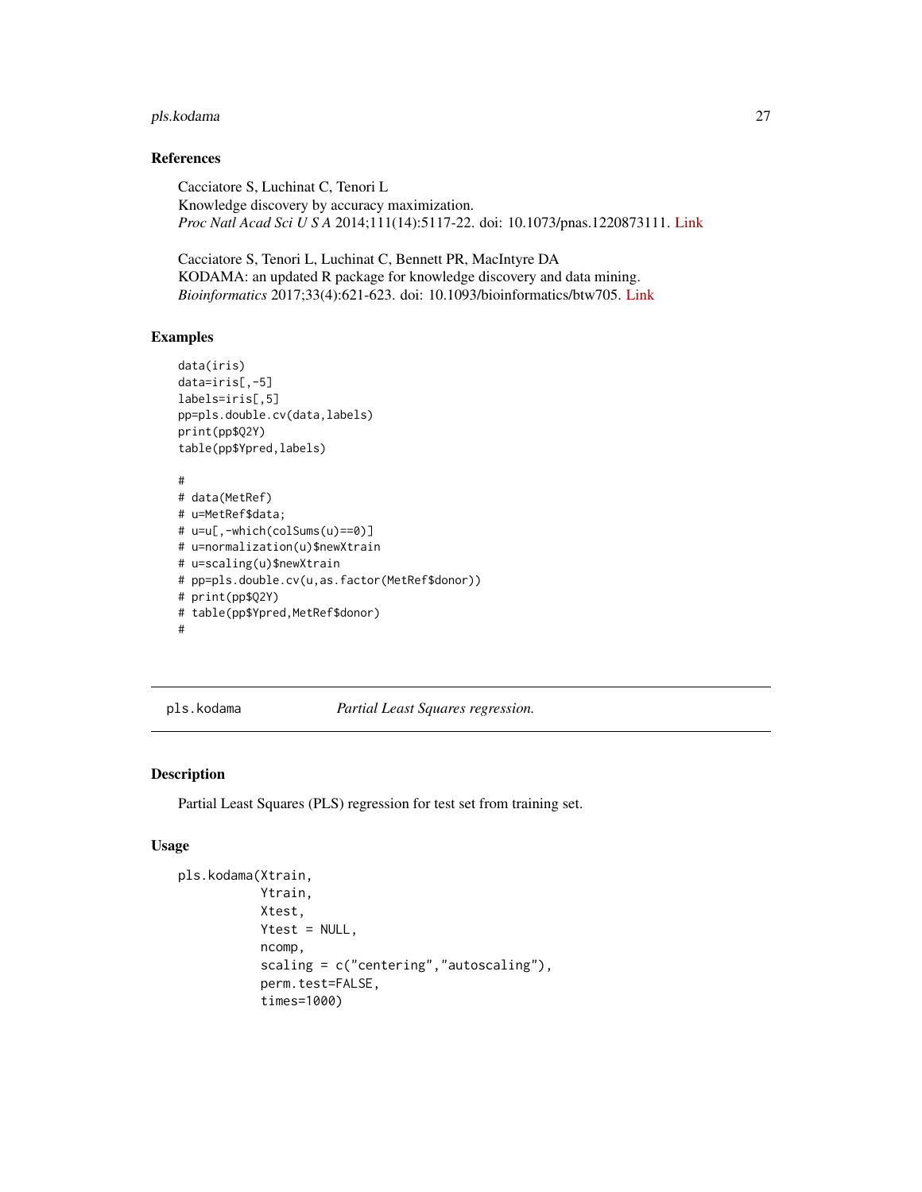### References

Cacciatore S, Luchinat C, Tenori L
Knowledge discovery by accuracy maximization.
*Proc Natl Acad Sci U S A* 2014;111(14):5117-22. doi: 10.1073/pnas.1220873111. Link

Cacciatore S, Tenori L, Luchinat C, Bennett PR, MacIntyre DA
KODAMA: an updated R package for knowledge discovery and data mining.
*Bioinformatics* 2017;33(4):621-623. doi: 10.1093/bioinformatics/btw705. Link

### Examples

```
data(iris)
data=iris[,-5]
labels=iris[,5]
pp=pls.double.cv(data,labels)
print(pp$Q2Y)
table(pp$Ypred,labels)

#
# data(MetRef)
# u=MetRef$data;
# u=u[,-which(colSums(u)==0)]
# u=normalization(u)$newXtrain
# u=scaling(u)$newXtrain
# pp=pls.double.cv(u,as.factor(MetRef$donor))
# print(pp$Q2Y)
# table(pp$Ypred,MetRef$donor)
#
```

---

## pls.kodama *Partial Least Squares regression.*

---

### Description

Partial Least Squares (PLS) regression for test set from training set.

### Usage

```
pls.kodama(Xtrain,
           Ytrain,
           Xtest,
           Ytest = NULL,
           ncomp,
           scaling = c("centering","autoscaling"),
           perm.test=FALSE,
           times=1000)
```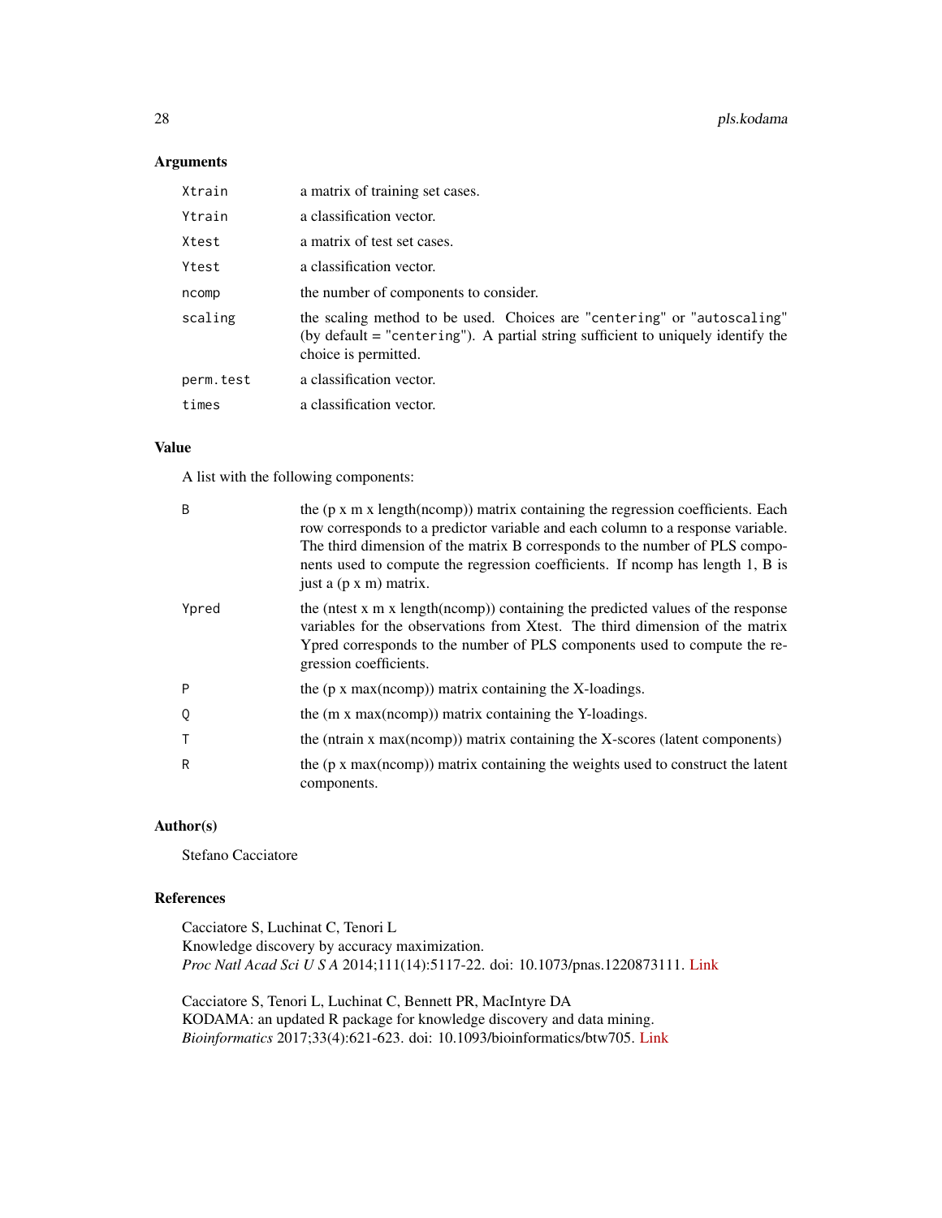## Arguments

| | |
|---|---|
| `Xtrain` | a matrix of training set cases. |
| `Ytrain` | a classification vector. |
| `Xtest` | a matrix of test set cases. |
| `Ytest` | a classification vector. |
| `ncomp` | the number of components to consider. |
| `scaling` | the scaling method to be used. Choices are "`centering`" or "`autoscaling`" (by default = "`centering`"). A partial string sufficient to uniquely identify the choice is permitted. |
| `perm.test` | a classification vector. |
| `times` | a classification vector. |

## Value

A list with the following components:

| | |
|---|---|
| `B` | the (p x m x length(ncomp)) matrix containing the regression coefficients. Each row corresponds to a predictor variable and each column to a response variable. The third dimension of the matrix B corresponds to the number of PLS components used to compute the regression coefficients. If ncomp has length 1, B is just a (p x m) matrix. |
| `Ypred` | the (ntest x m x length(ncomp)) containing the predicted values of the response variables for the observations from Xtest. The third dimension of the matrix Ypred corresponds to the number of PLS components used to compute the regression coefficients. |
| `P` | the (p x max(ncomp)) matrix containing the X-loadings. |
| `Q` | the (m x max(ncomp)) matrix containing the Y-loadings. |
| `T` | the (ntrain x max(ncomp)) matrix containing the X-scores (latent components) |
| `R` | the (p x max(ncomp)) matrix containing the weights used to construct the latent components. |

## Author(s)

Stefano Cacciatore

## References

Cacciatore S, Luchinat C, Tenori L
Knowledge discovery by accuracy maximization.
*Proc Natl Acad Sci U S A* 2014;111(14):5117-22. doi: 10.1073/pnas.1220873111. Link

Cacciatore S, Tenori L, Luchinat C, Bennett PR, MacIntyre DA
KODAMA: an updated R package for knowledge discovery and data mining.
*Bioinformatics* 2017;33(4):621-623. doi: 10.1093/bioinformatics/btw705. Link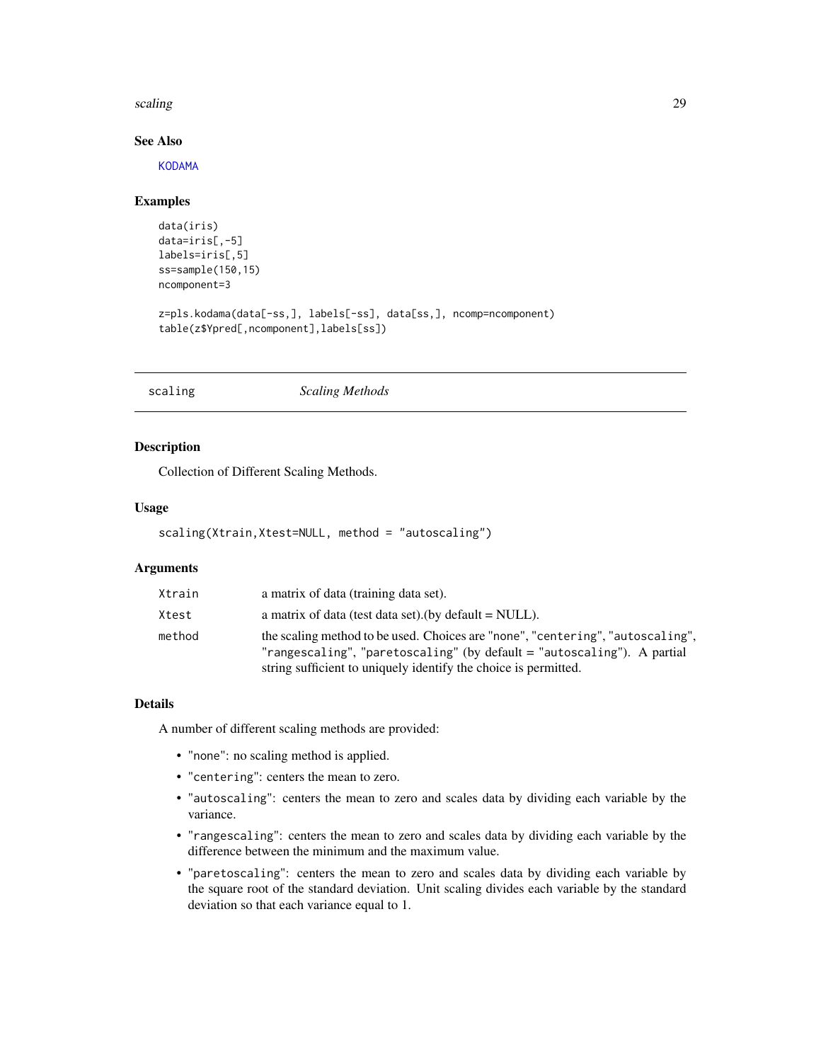## See Also

KODAMA

## Examples

```
data(iris)
data=iris[,-5]
labels=iris[,5]
ss=sample(150,15)
ncomponent=3

z=pls.kodama(data[-ss,], labels[-ss], data[ss,], ncomp=ncomponent)
table(z$Ypred[,ncomponent],labels[ss])
```

---

# scaling *Scaling Methods*

## Description

Collection of Different Scaling Methods.

## Usage

```
scaling(Xtrain,Xtest=NULL, method = "autoscaling")
```

## Arguments

| | |
|---|---|
| `Xtrain` | a matrix of data (training data set). |
| `Xtest` | a matrix of data (test data set).(by default = NULL). |
| `method` | the scaling method to be used. Choices are "none", "centering", "autoscaling", "rangescaling", "paretoscaling" (by default = "autoscaling"). A partial string sufficient to uniquely identify the choice is permitted. |

## Details

A number of different scaling methods are provided:

- "none": no scaling method is applied.
- "centering": centers the mean to zero.
- "autoscaling": centers the mean to zero and scales data by dividing each variable by the variance.
- "rangescaling": centers the mean to zero and scales data by dividing each variable by the difference between the minimum and the maximum value.
- "paretoscaling": centers the mean to zero and scales data by dividing each variable by the square root of the standard deviation. Unit scaling divides each variable by the standard deviation so that each variance equal to 1.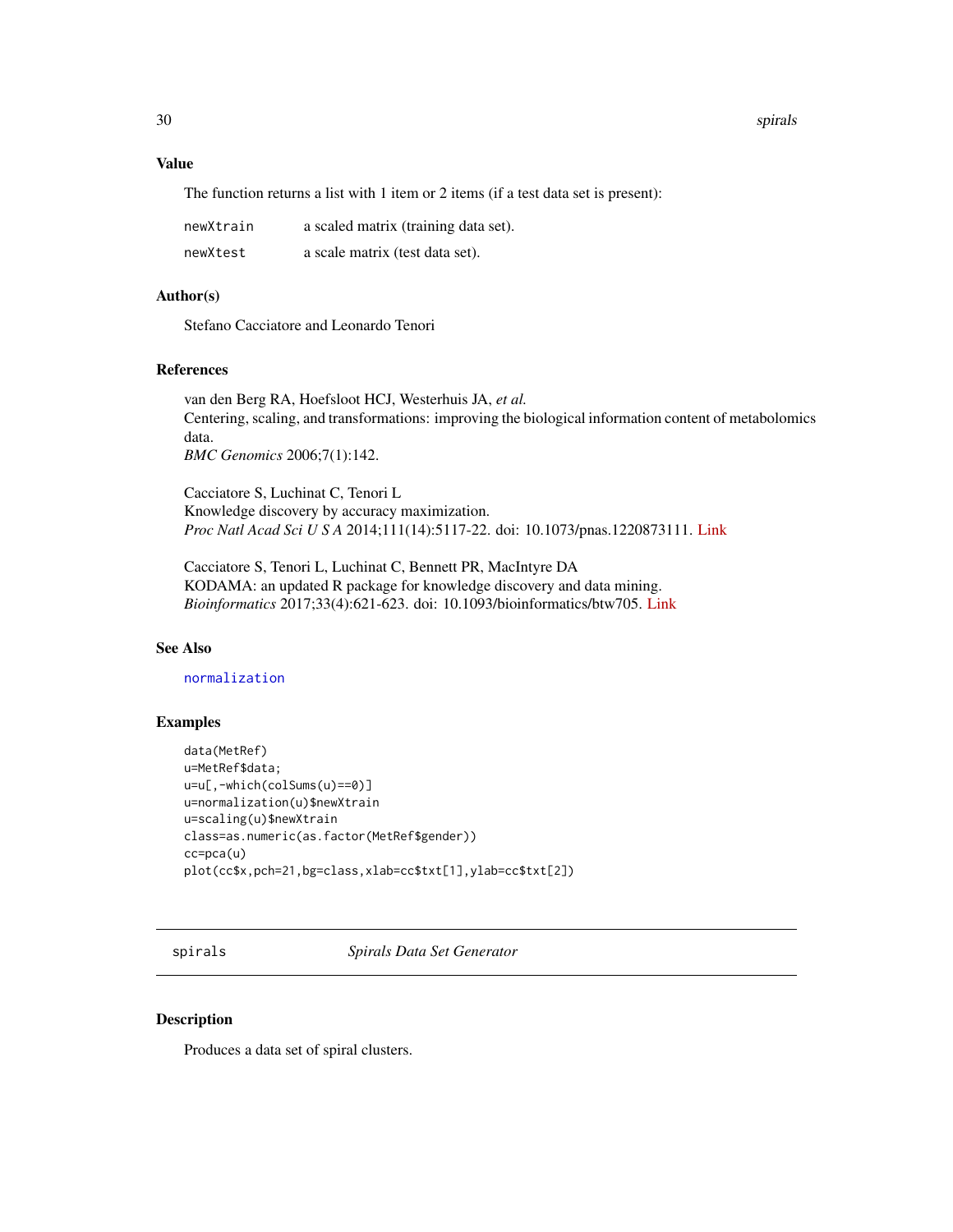### Value

The function returns a list with 1 item or 2 items (if a test data set is present):

| | |
|---|---|
| `newXtrain` | a scaled matrix (training data set). |
| `newXtest` | a scale matrix (test data set). |

### Author(s)

Stefano Cacciatore and Leonardo Tenori

### References

van den Berg RA, Hoefsloot HCJ, Westerhuis JA, *et al.*
Centering, scaling, and transformations: improving the biological information content of metabolomics data.
*BMC Genomics* 2006;7(1):142.

Cacciatore S, Luchinat C, Tenori L
Knowledge discovery by accuracy maximization.
*Proc Natl Acad Sci U S A* 2014;111(14):5117-22. doi: 10.1073/pnas.1220873111. Link

Cacciatore S, Tenori L, Luchinat C, Bennett PR, MacIntyre DA
KODAMA: an updated R package for knowledge discovery and data mining.
*Bioinformatics* 2017;33(4):621-623. doi: 10.1093/bioinformatics/btw705. Link

### See Also

`normalization`

### Examples

```
data(MetRef)
u=MetRef$data;
u=u[,-which(colSums(u)==0)]
u=normalization(u)$newXtrain
u=scaling(u)$newXtrain
class=as.numeric(as.factor(MetRef$gender))
cc=pca(u)
plot(cc$x,pch=21,bg=class,xlab=cc$txt[1],ylab=cc$txt[2])
```

---

## spirals — *Spirals Data Set Generator*

### Description

Produces a data set of spiral clusters.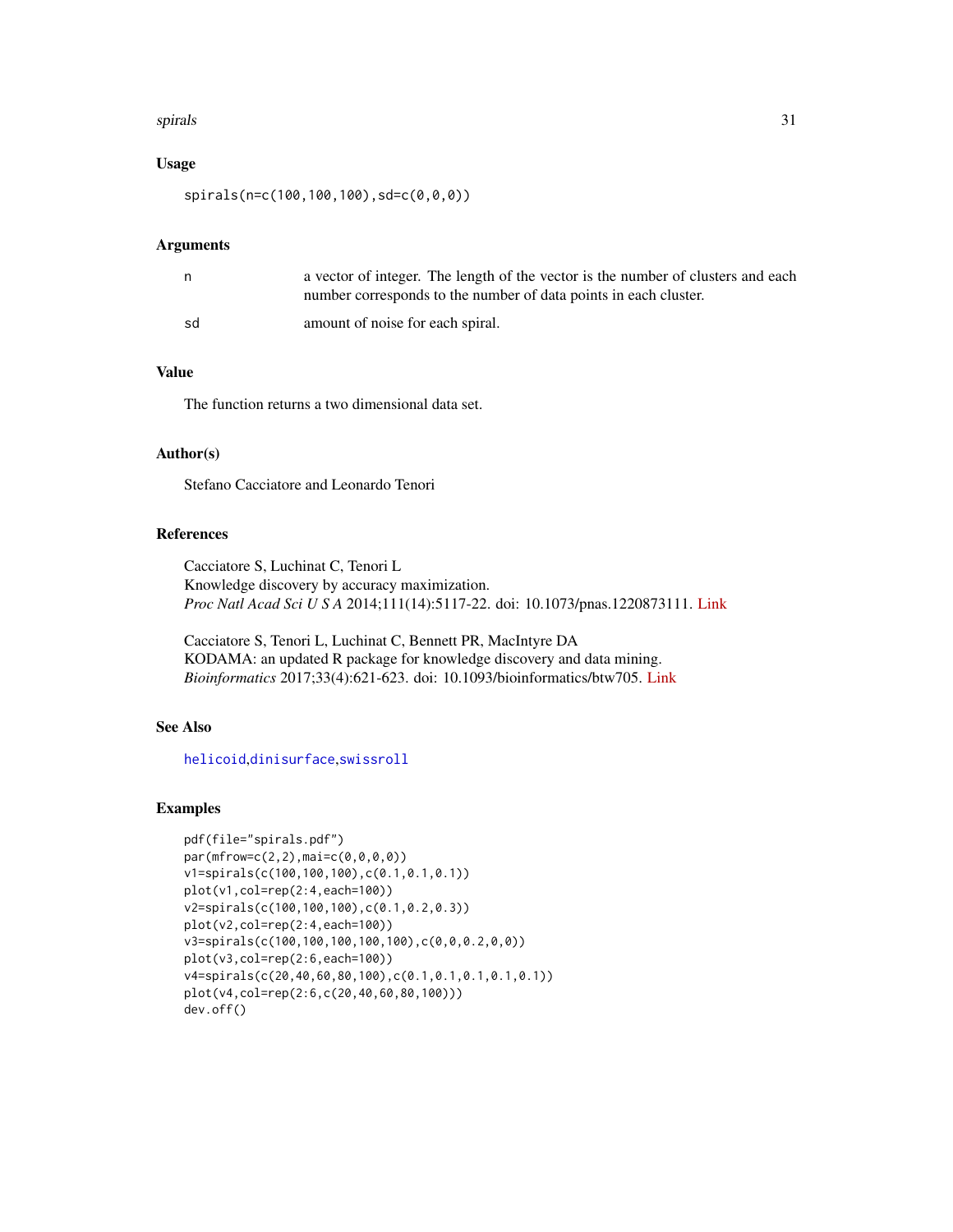## Usage

```
spirals(n=c(100,100,100),sd=c(0,0,0))
```

## Arguments

| | |
|---|---|
| n | a vector of integer. The length of the vector is the number of clusters and each number corresponds to the number of data points in each cluster. |
| sd | amount of noise for each spiral. |

## Value

The function returns a two dimensional data set.

## Author(s)

Stefano Cacciatore and Leonardo Tenori

## References

Cacciatore S, Luchinat C, Tenori L
Knowledge discovery by accuracy maximization.
*Proc Natl Acad Sci U S A* 2014;111(14):5117-22. doi: 10.1073/pnas.1220873111. Link

Cacciatore S, Tenori L, Luchinat C, Bennett PR, MacIntyre DA
KODAMA: an updated R package for knowledge discovery and data mining.
*Bioinformatics* 2017;33(4):621-623. doi: 10.1093/bioinformatics/btw705. Link

## See Also

helicoid,dinisurface,swissroll

## Examples

```
pdf(file="spirals.pdf")
par(mfrow=c(2,2),mai=c(0,0,0,0))
v1=spirals(c(100,100,100),c(0.1,0.1,0.1))
plot(v1,col=rep(2:4,each=100))
v2=spirals(c(100,100,100),c(0.1,0.2,0.3))
plot(v2,col=rep(2:4,each=100))
v3=spirals(c(100,100,100,100,100),c(0,0,0.2,0,0))
plot(v3,col=rep(2:6,each=100))
v4=spirals(c(20,40,60,80,100),c(0.1,0.1,0.1,0.1,0.1))
plot(v4,col=rep(2:6,c(20,40,60,80,100)))
dev.off()
```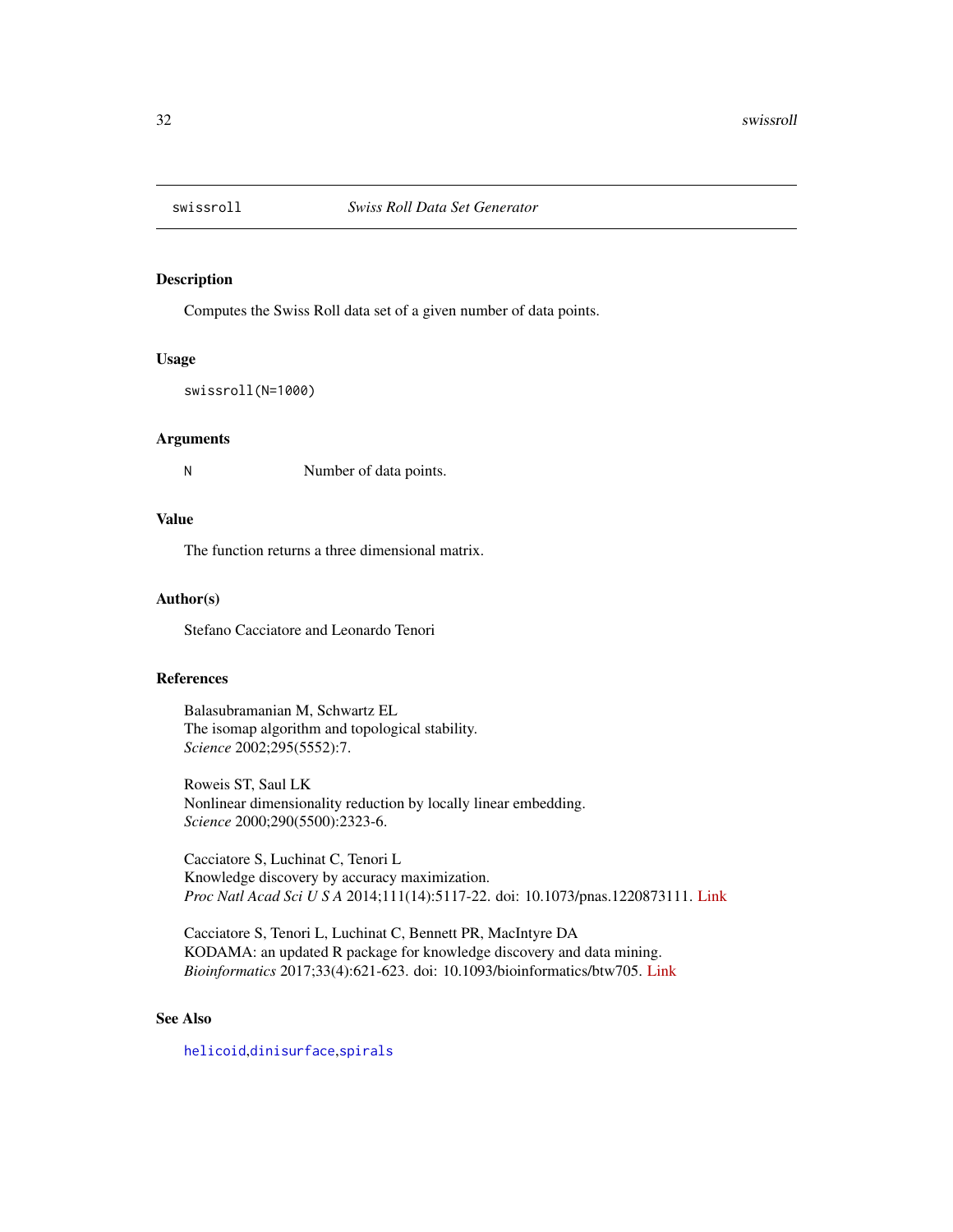## swissroll — *Swiss Roll Data Set Generator*

### Description

Computes the Swiss Roll data set of a given number of data points.

### Usage

```
swissroll(N=1000)
```

### Arguments

| | |
|---|---|
| N | Number of data points. |

### Value

The function returns a three dimensional matrix.

### Author(s)

Stefano Cacciatore and Leonardo Tenori

### References

Balasubramanian M, Schwartz EL
The isomap algorithm and topological stability.
*Science* 2002;295(5552):7.

Roweis ST, Saul LK
Nonlinear dimensionality reduction by locally linear embedding.
*Science* 2000;290(5500):2323-6.

Cacciatore S, Luchinat C, Tenori L
Knowledge discovery by accuracy maximization.
*Proc Natl Acad Sci U S A* 2014;111(14):5117-22. doi: 10.1073/pnas.1220873111. Link

Cacciatore S, Tenori L, Luchinat C, Bennett PR, MacIntyre DA
KODAMA: an updated R package for knowledge discovery and data mining.
*Bioinformatics* 2017;33(4):621-623. doi: 10.1093/bioinformatics/btw705. Link

### See Also

helicoid, dinisurface, spirals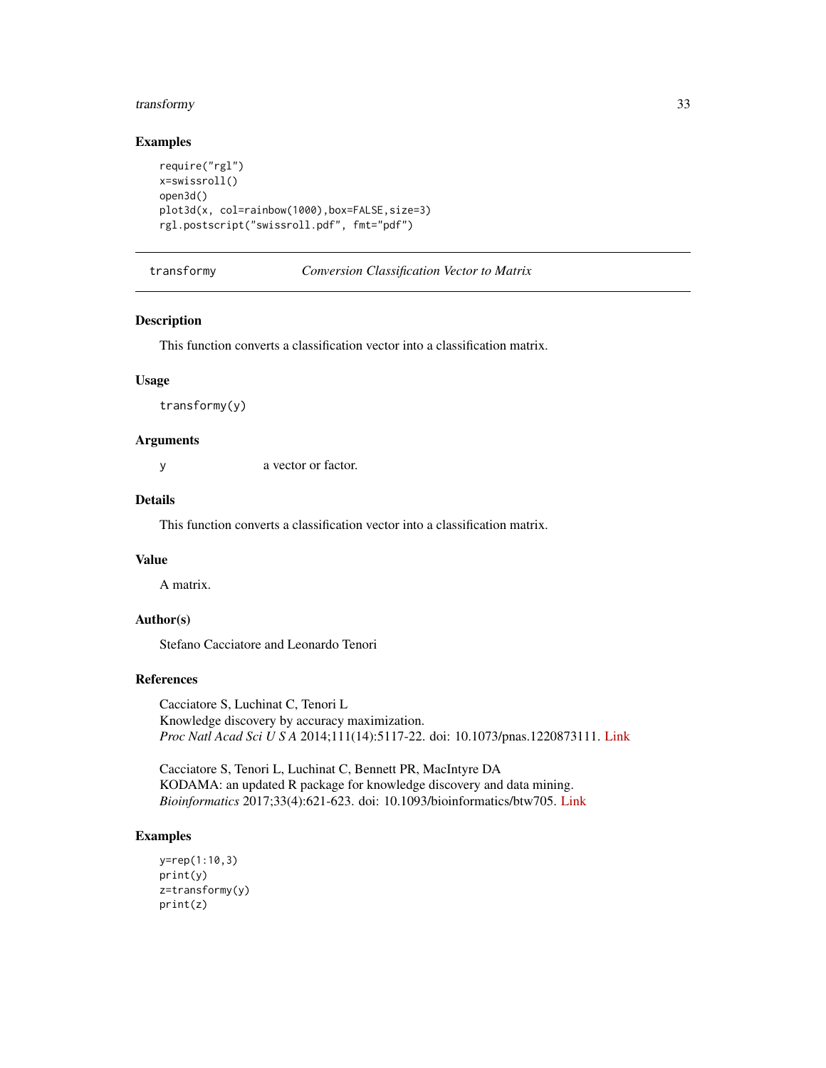### Examples

```
require("rgl")
x=swissroll()
open3d()
plot3d(x, col=rainbow(1000),box=FALSE,size=3)
rgl.postscript("swissroll.pdf", fmt="pdf")
```

---

## transformy — *Conversion Classification Vector to Matrix*

---

### Description

This function converts a classification vector into a classification matrix.

### Usage

```
transformy(y)
```

### Arguments

| | |
|---|---|
| y | a vector or factor. |

### Details

This function converts a classification vector into a classification matrix.

### Value

A matrix.

### Author(s)

Stefano Cacciatore and Leonardo Tenori

### References

Cacciatore S, Luchinat C, Tenori L
Knowledge discovery by accuracy maximization.
*Proc Natl Acad Sci U S A* 2014;111(14):5117-22. doi: 10.1073/pnas.1220873111. Link

Cacciatore S, Tenori L, Luchinat C, Bennett PR, MacIntyre DA
KODAMA: an updated R package for knowledge discovery and data mining.
*Bioinformatics* 2017;33(4):621-623. doi: 10.1093/bioinformatics/btw705. Link

### Examples

```
y=rep(1:10,3)
print(y)
z=transformy(y)
print(z)
```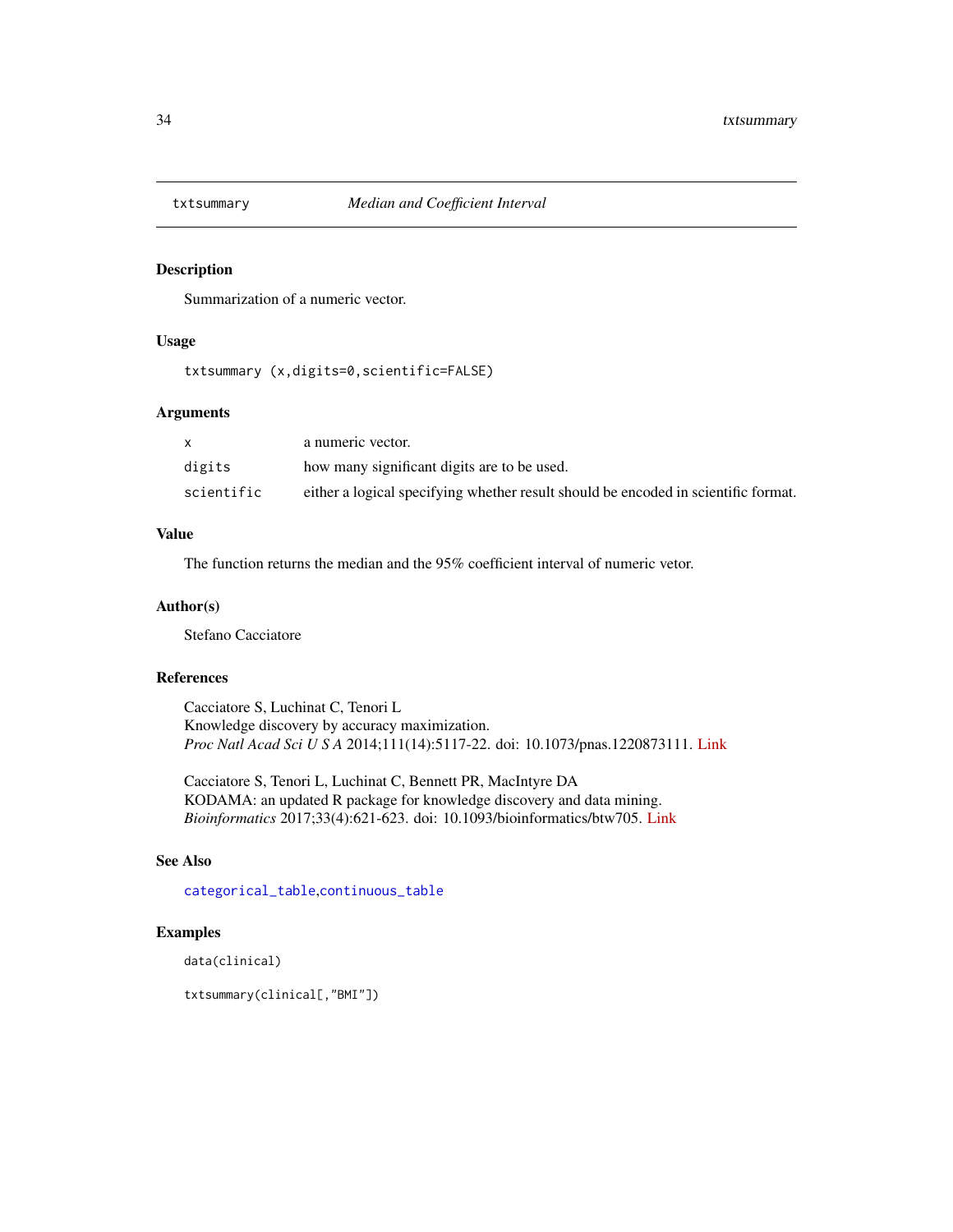## txtsummary — *Median and Coefficient Interval*

### Description

Summarization of a numeric vector.

### Usage

```
txtsummary (x,digits=0,scientific=FALSE)
```

### Arguments

| | |
|---|---|
| x | a numeric vector. |
| digits | how many significant digits are to be used. |
| scientific | either a logical specifying whether result should be encoded in scientific format. |

### Value

The function returns the median and the 95% coefficient interval of numeric vetor.

### Author(s)

Stefano Cacciatore

### References

Cacciatore S, Luchinat C, Tenori L  
Knowledge discovery by accuracy maximization.  
*Proc Natl Acad Sci U S A* 2014;111(14):5117-22. doi: 10.1073/pnas.1220873111. Link

Cacciatore S, Tenori L, Luchinat C, Bennett PR, MacIntyre DA  
KODAMA: an updated R package for knowledge discovery and data mining.  
*Bioinformatics* 2017;33(4):621-623. doi: 10.1093/bioinformatics/btw705. Link

### See Also

categorical_table, continuous_table

### Examples

```
data(clinical)

txtsummary(clinical[,"BMI"])
```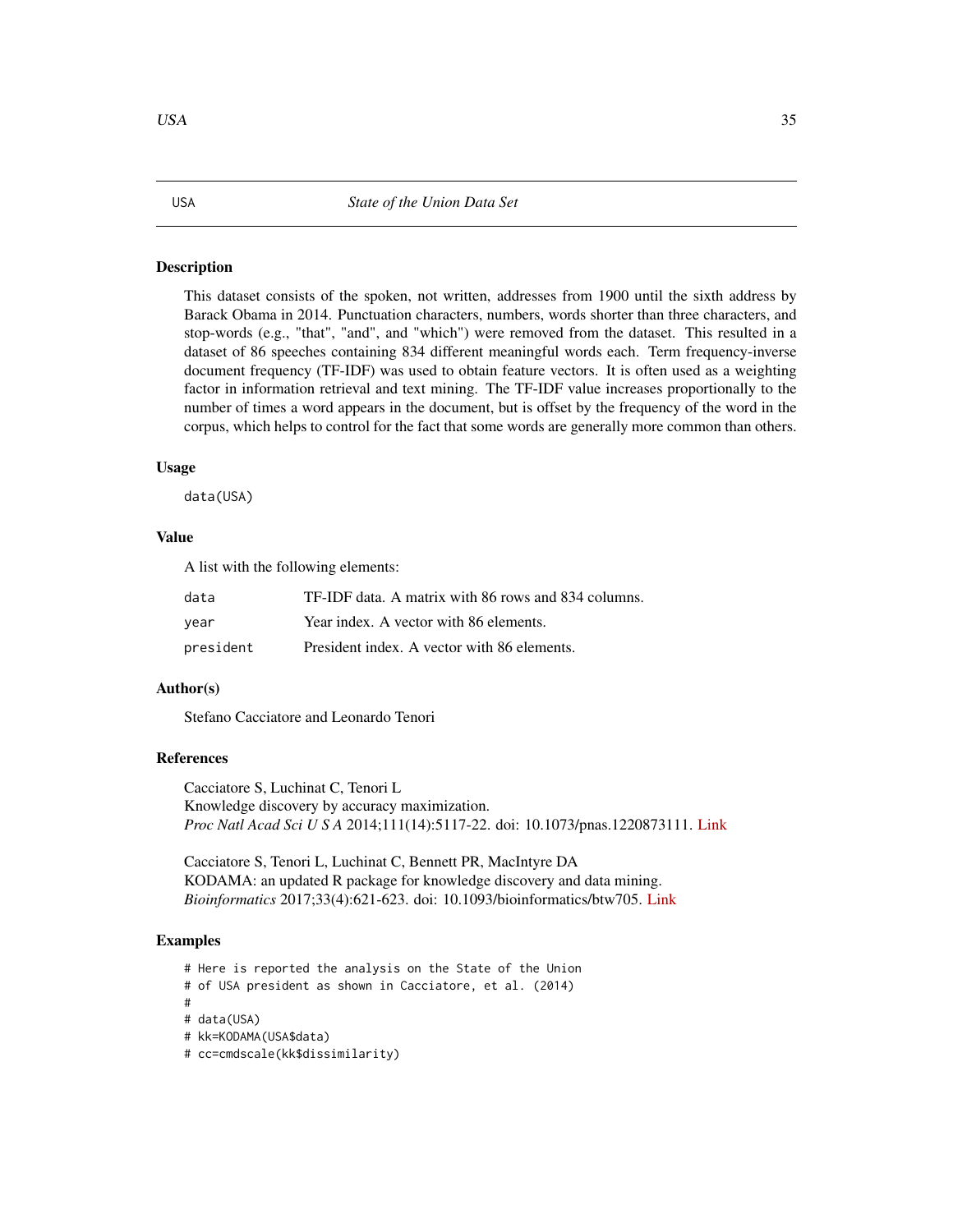## USA — *State of the Union Data Set*

### Description

This dataset consists of the spoken, not written, addresses from 1900 until the sixth address by Barack Obama in 2014. Punctuation characters, numbers, words shorter than three characters, and stop-words (e.g., "that", "and", and "which") were removed from the dataset. This resulted in a dataset of 86 speeches containing 834 different meaningful words each. Term frequency-inverse document frequency (TF-IDF) was used to obtain feature vectors. It is often used as a weighting factor in information retrieval and text mining. The TF-IDF value increases proportionally to the number of times a word appears in the document, but is offset by the frequency of the word in the corpus, which helps to control for the fact that some words are generally more common than others.

### Usage

```
data(USA)
```

### Value

A list with the following elements:

| | |
|---|---|
| `data` | TF-IDF data. A matrix with 86 rows and 834 columns. |
| `year` | Year index. A vector with 86 elements. |
| `president` | President index. A vector with 86 elements. |

### Author(s)

Stefano Cacciatore and Leonardo Tenori

### References

Cacciatore S, Luchinat C, Tenori L
Knowledge discovery by accuracy maximization.
*Proc Natl Acad Sci U S A* 2014;111(14):5117-22. doi: 10.1073/pnas.1220873111. Link

Cacciatore S, Tenori L, Luchinat C, Bennett PR, MacIntyre DA
KODAMA: an updated R package for knowledge discovery and data mining.
*Bioinformatics* 2017;33(4):621-623. doi: 10.1093/bioinformatics/btw705. Link

### Examples

```
# Here is reported the analysis on the State of the Union
# of USA president as shown in Cacciatore, et al. (2014)
#
# data(USA)
# kk=KODAMA(USA$data)
# cc=cmdscale(kk$dissimilarity)
```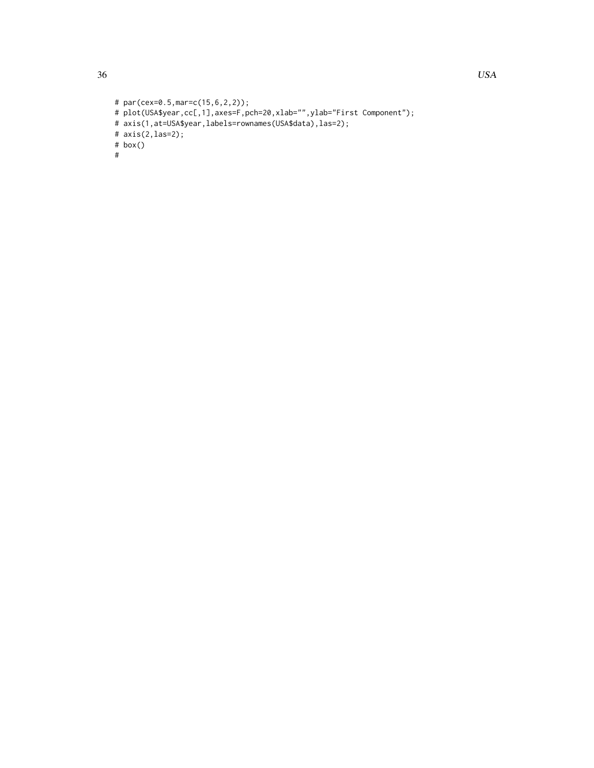```
# par(cex=0.5,mar=c(15,6,2,2));
# plot(USA$year,cc[,1],axes=F,pch=20,xlab="",ylab="First Component");
# axis(1,at=USA$year,labels=rownames(USA$data),las=2);
# axis(2,las=2);
# box()
#
```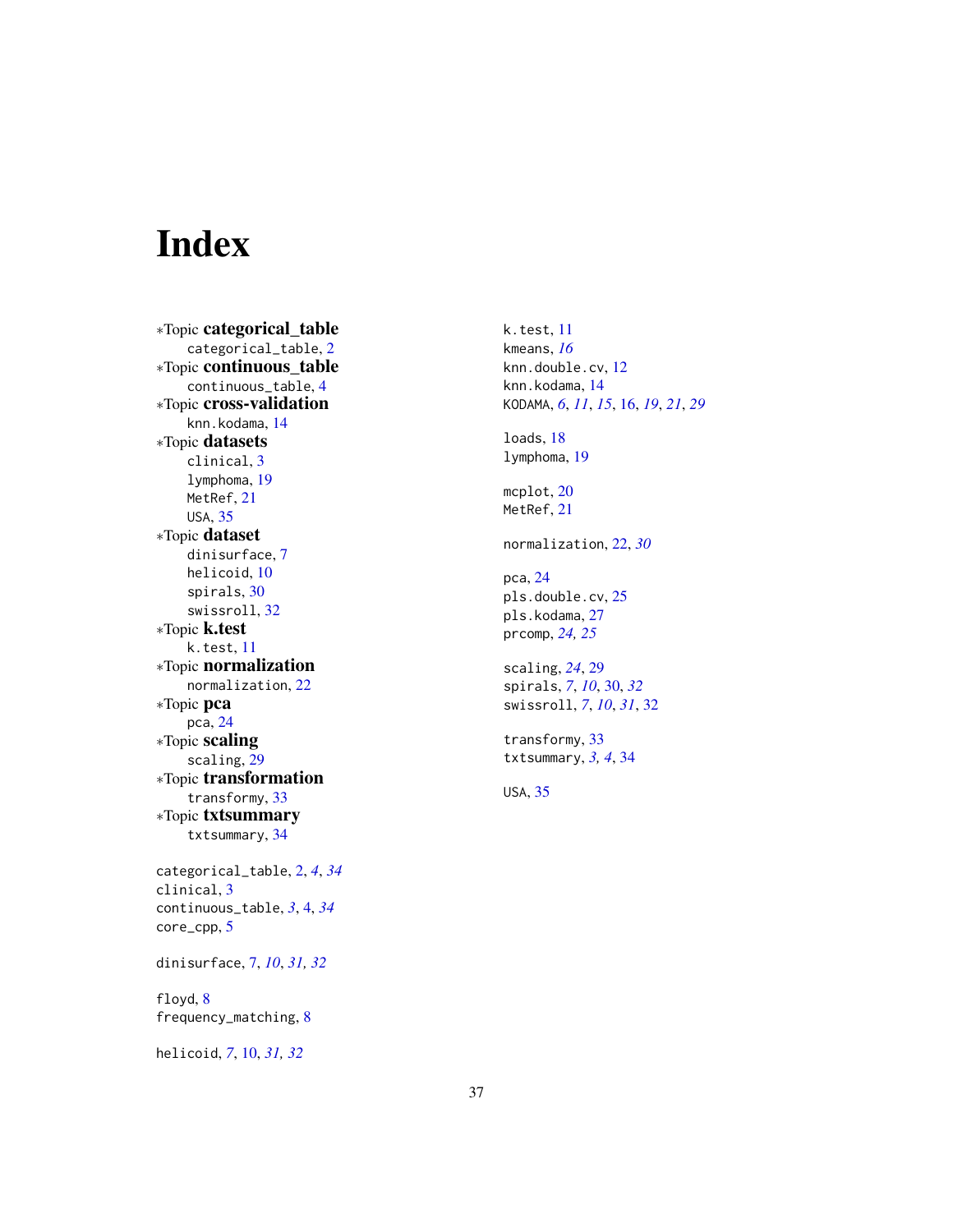# Index

∗Topic **categorical_table**
  categorical_table, 2
∗Topic **continuous_table**
  continuous_table, 4
∗Topic **cross-validation**
  knn.kodama, 14
∗Topic **datasets**
  clinical, 3
  lymphoma, 19
  MetRef, 21
  USA, 35
∗Topic **dataset**
  dinisurface, 7
  helicoid, 10
  spirals, 30
  swissroll, 32
∗Topic **k.test**
  k.test, 11
∗Topic **normalization**
  normalization, 22
∗Topic **pca**
  pca, 24
∗Topic **scaling**
  scaling, 29
∗Topic **transformation**
  transformy, 33
∗Topic **txtsummary**
  txtsummary, 34

categorical_table, 2, *4*, *34*
clinical, 3
continuous_table, *3*, 4, *34*
core_cpp, 5

dinisurface, 7, *10*, *31*, *32*

floyd, 8
frequency_matching, 8

helicoid, *7*, 10, *31*, *32*

k.test, 11
kmeans, *16*
knn.double.cv, 12
knn.kodama, 14
KODAMA, *6*, *11*, *15*, 16, *19*, *21*, *29*

loads, 18
lymphoma, 19

mcplot, 20
MetRef, 21

normalization, 22, *30*

pca, 24
pls.double.cv, 25
pls.kodama, 27
prcomp, *24*, *25*

scaling, *24*, 29
spirals, *7*, *10*, 30, *32*
swissroll, *7*, *10*, *31*, 32

transformy, 33
txtsummary, *3*, *4*, 34

USA, 35